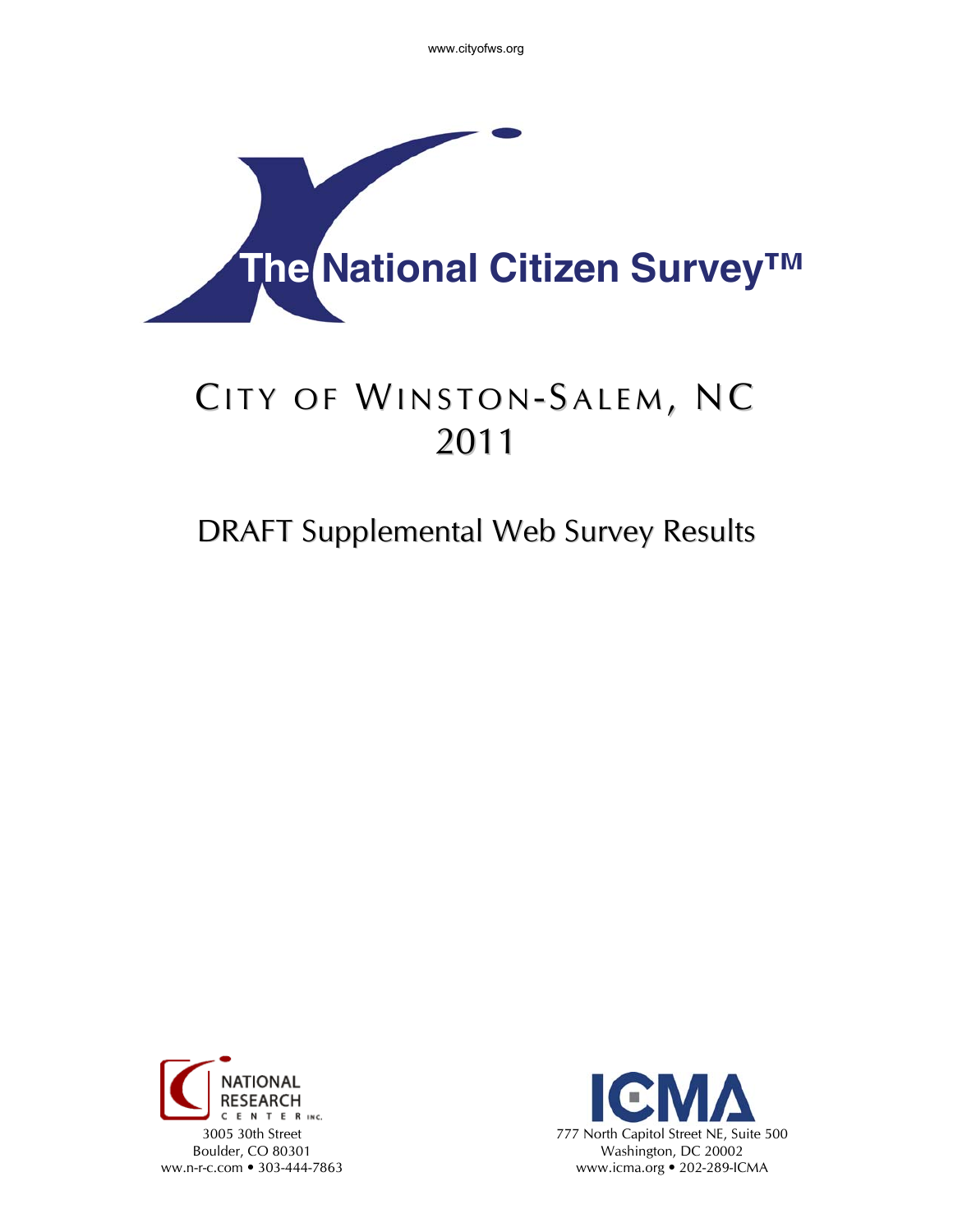www.cityofws.org

# The National Citizen Survey™

# City of Winston-Salem, NC
# 2011

## DRAFT Supplemental Web Survey Results

NATIONAL RESEARCH CENTER INC.
3005 30th Street
Boulder, CO 80301
ww.n-r-c.com • 303-444-7863

ICMA
777 North Capitol Street NE, Suite 500
Washington, DC 20002
www.icma.org • 202-289-ICMA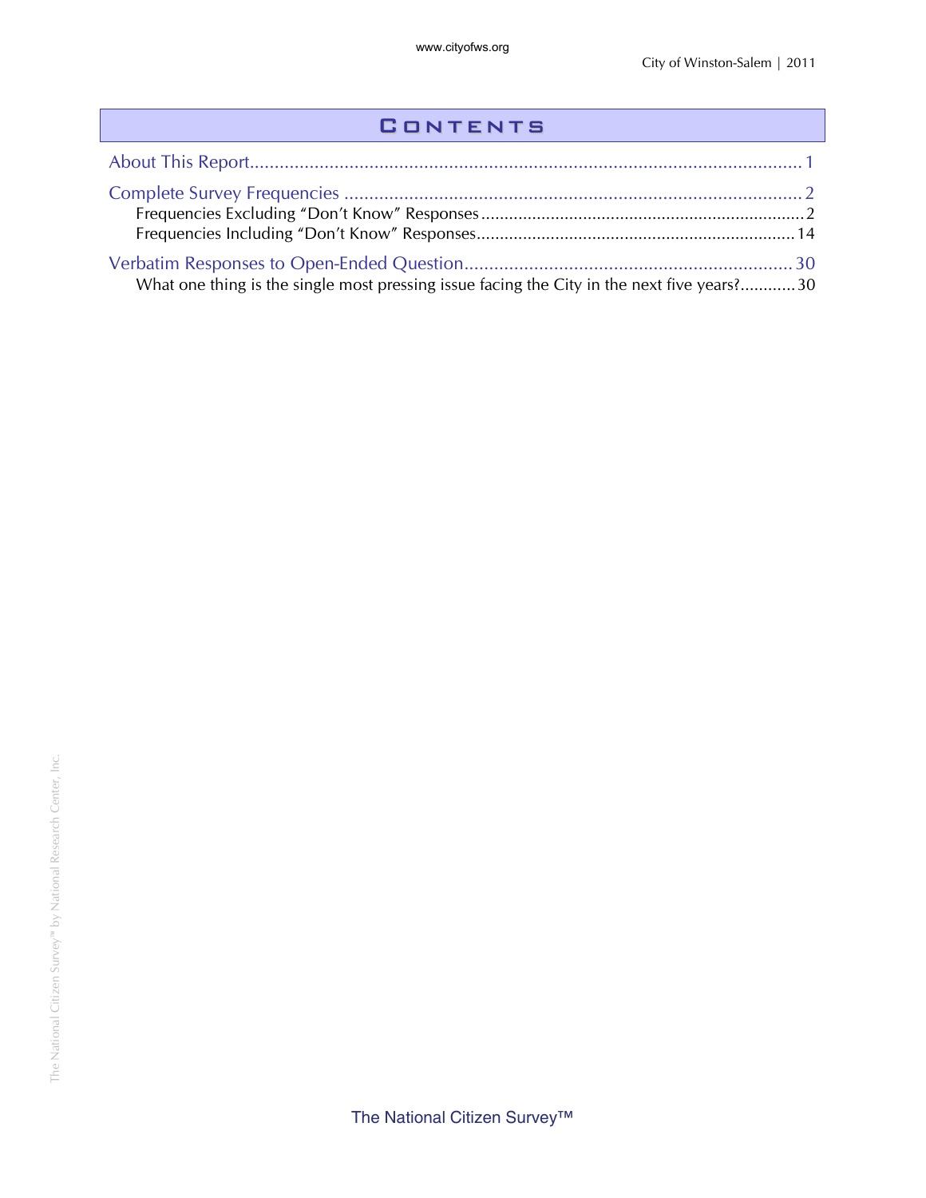# Contents

About This Report ........................................................................................................... 1

Complete Survey Frequencies ........................................................................................... 2

- Frequencies Excluding "Don't Know" Responses ........................................................... 2
- Frequencies Including "Don't Know" Responses ........................................................... 14

Verbatim Responses to Open-Ended Question ................................................................. 30

- What one thing is the single most pressing issue facing the City in the next five years? ........... 30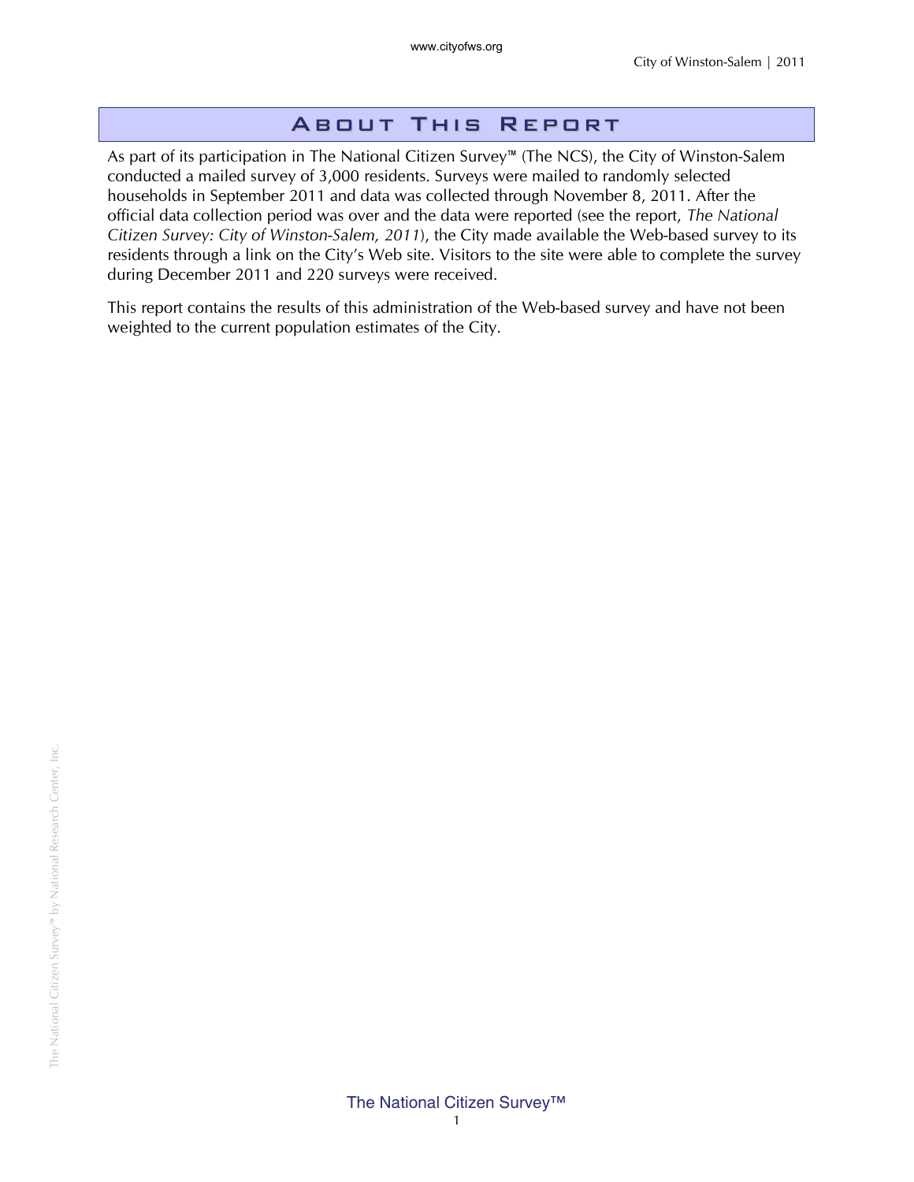# About This Report

As part of its participation in The National Citizen Survey™ (The NCS), the City of Winston-Salem conducted a mailed survey of 3,000 residents. Surveys were mailed to randomly selected households in September 2011 and data was collected through November 8, 2011. After the official data collection period was over and the data were reported (see the report, *The National Citizen Survey: City of Winston-Salem, 2011*), the City made available the Web-based survey to its residents through a link on the City's Web site. Visitors to the site were able to complete the survey during December 2011 and 220 surveys were received.

This report contains the results of this administration of the Web-based survey and have not been weighted to the current population estimates of the City.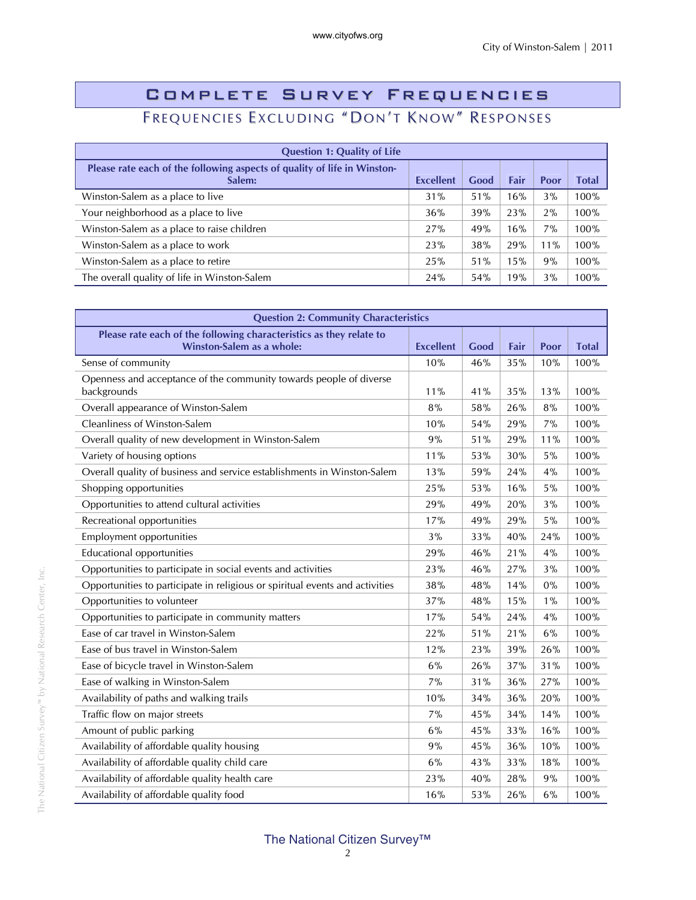# Complete Survey Frequencies

## Frequencies Excluding "Don't Know" Responses

| Question 1: Quality of Life | | | | | |
|---|---|---|---|---|---|
| Please rate each of the following aspects of quality of life in Winston-Salem: | Excellent | Good | Fair | Poor | Total |
| Winston-Salem as a place to live | 31% | 51% | 16% | 3% | 100% |
| Your neighborhood as a place to live | 36% | 39% | 23% | 2% | 100% |
| Winston-Salem as a place to raise children | 27% | 49% | 16% | 7% | 100% |
| Winston-Salem as a place to work | 23% | 38% | 29% | 11% | 100% |
| Winston-Salem as a place to retire | 25% | 51% | 15% | 9% | 100% |
| The overall quality of life in Winston-Salem | 24% | 54% | 19% | 3% | 100% |

| Question 2: Community Characteristics | | | | | |
|---|---|---|---|---|---|
| Please rate each of the following characteristics as they relate to Winston-Salem as a whole: | Excellent | Good | Fair | Poor | Total |
| Sense of community | 10% | 46% | 35% | 10% | 100% |
| Openness and acceptance of the community towards people of diverse backgrounds | 11% | 41% | 35% | 13% | 100% |
| Overall appearance of Winston-Salem | 8% | 58% | 26% | 8% | 100% |
| Cleanliness of Winston-Salem | 10% | 54% | 29% | 7% | 100% |
| Overall quality of new development in Winston-Salem | 9% | 51% | 29% | 11% | 100% |
| Variety of housing options | 11% | 53% | 30% | 5% | 100% |
| Overall quality of business and service establishments in Winston-Salem | 13% | 59% | 24% | 4% | 100% |
| Shopping opportunities | 25% | 53% | 16% | 5% | 100% |
| Opportunities to attend cultural activities | 29% | 49% | 20% | 3% | 100% |
| Recreational opportunities | 17% | 49% | 29% | 5% | 100% |
| Employment opportunities | 3% | 33% | 40% | 24% | 100% |
| Educational opportunities | 29% | 46% | 21% | 4% | 100% |
| Opportunities to participate in social events and activities | 23% | 46% | 27% | 3% | 100% |
| Opportunities to participate in religious or spiritual events and activities | 38% | 48% | 14% | 0% | 100% |
| Opportunities to volunteer | 37% | 48% | 15% | 1% | 100% |
| Opportunities to participate in community matters | 17% | 54% | 24% | 4% | 100% |
| Ease of car travel in Winston-Salem | 22% | 51% | 21% | 6% | 100% |
| Ease of bus travel in Winston-Salem | 12% | 23% | 39% | 26% | 100% |
| Ease of bicycle travel in Winston-Salem | 6% | 26% | 37% | 31% | 100% |
| Ease of walking in Winston-Salem | 7% | 31% | 36% | 27% | 100% |
| Availability of paths and walking trails | 10% | 34% | 36% | 20% | 100% |
| Traffic flow on major streets | 7% | 45% | 34% | 14% | 100% |
| Amount of public parking | 6% | 45% | 33% | 16% | 100% |
| Availability of affordable quality housing | 9% | 45% | 36% | 10% | 100% |
| Availability of affordable quality child care | 6% | 43% | 33% | 18% | 100% |
| Availability of affordable quality health care | 23% | 40% | 28% | 9% | 100% |
| Availability of affordable quality food | 16% | 53% | 26% | 6% | 100% |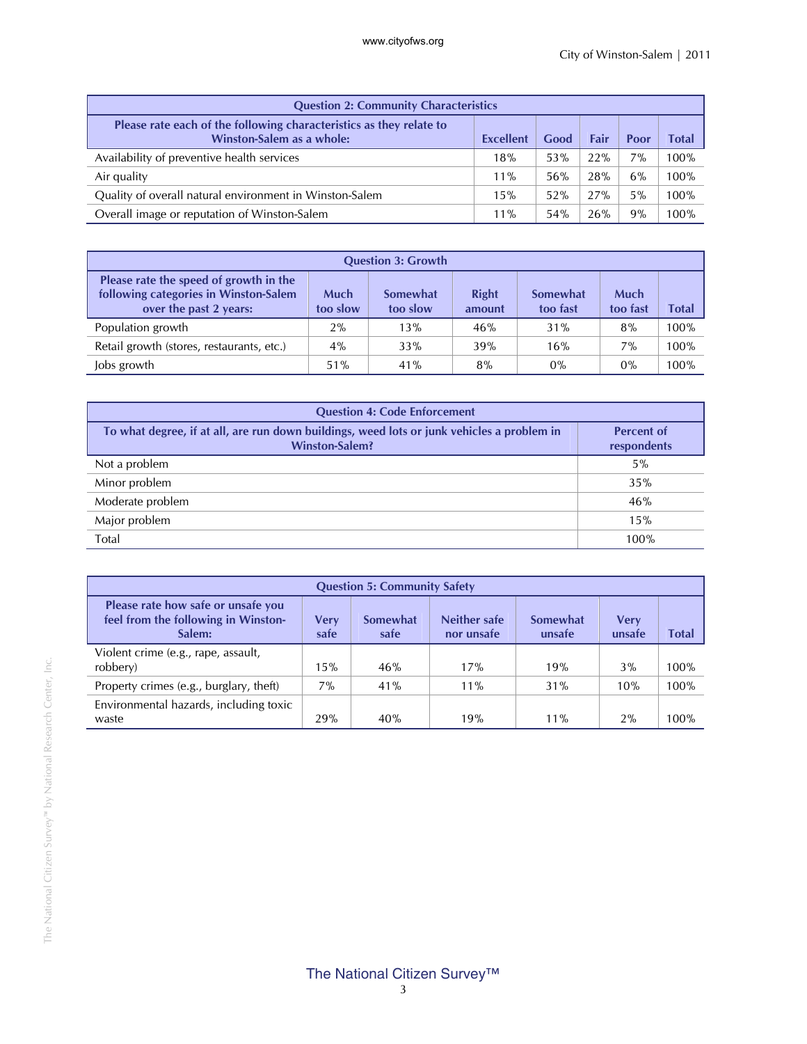| Question 2: Community Characteristics | | | | | |
|---|---|---|---|---|---|
| Please rate each of the following characteristics as they relate to Winston-Salem as a whole: | Excellent | Good | Fair | Poor | Total |
| Availability of preventive health services | 18% | 53% | 22% | 7% | 100% |
| Air quality | 11% | 56% | 28% | 6% | 100% |
| Quality of overall natural environment in Winston-Salem | 15% | 52% | 27% | 5% | 100% |
| Overall image or reputation of Winston-Salem | 11% | 54% | 26% | 9% | 100% |

| Question 3: Growth | | | | | | |
|---|---|---|---|---|---|---|
| Please rate the speed of growth in the following categories in Winston-Salem over the past 2 years: | Much too slow | Somewhat too slow | Right amount | Somewhat too fast | Much too fast | Total |
| Population growth | 2% | 13% | 46% | 31% | 8% | 100% |
| Retail growth (stores, restaurants, etc.) | 4% | 33% | 39% | 16% | 7% | 100% |
| Jobs growth | 51% | 41% | 8% | 0% | 0% | 100% |

| Question 4: Code Enforcement | |
|---|---|
| To what degree, if at all, are run down buildings, weed lots or junk vehicles a problem in Winston-Salem? | Percent of respondents |
| Not a problem | 5% |
| Minor problem | 35% |
| Moderate problem | 46% |
| Major problem | 15% |
| Total | 100% |

| Question 5: Community Safety | | | | | | |
|---|---|---|---|---|---|---|
| Please rate how safe or unsafe you feel from the following in Winston-Salem: | Very safe | Somewhat safe | Neither safe nor unsafe | Somewhat unsafe | Very unsafe | Total |
| Violent crime (e.g., rape, assault, robbery) | 15% | 46% | 17% | 19% | 3% | 100% |
| Property crimes (e.g., burglary, theft) | 7% | 41% | 11% | 31% | 10% | 100% |
| Environmental hazards, including toxic waste | 29% | 40% | 19% | 11% | 2% | 100% |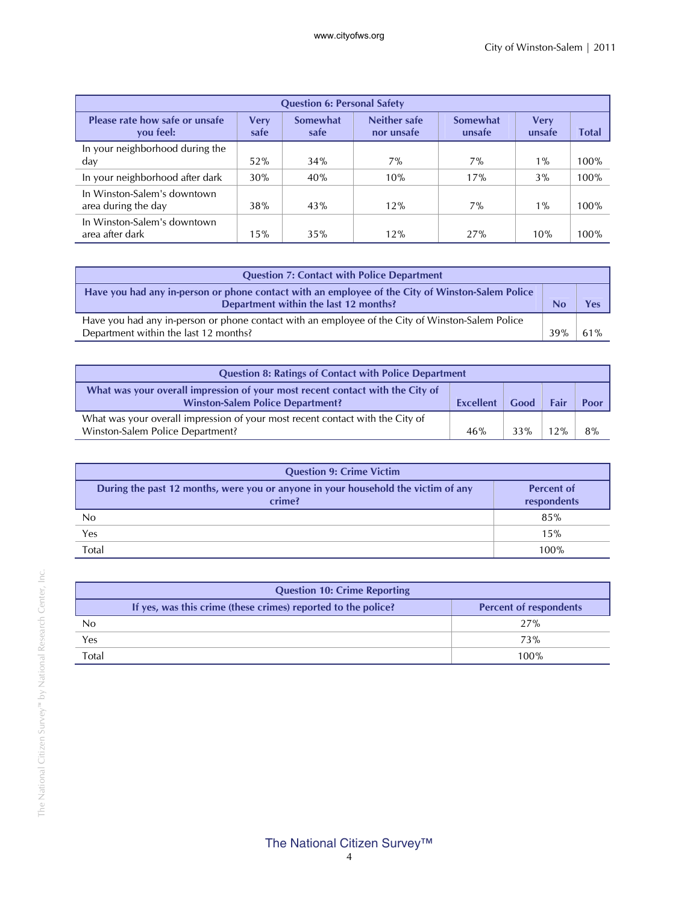| Question 6: Personal Safety | | | | | | |
|---|---|---|---|---|---|---|
| Please rate how safe or unsafe you feel: | Very safe | Somewhat safe | Neither safe nor unsafe | Somewhat unsafe | Very unsafe | Total |
| In your neighborhood during the day | 52% | 34% | 7% | 7% | 1% | 100% |
| In your neighborhood after dark | 30% | 40% | 10% | 17% | 3% | 100% |
| In Winston-Salem's downtown area during the day | 38% | 43% | 12% | 7% | 1% | 100% |
| In Winston-Salem's downtown area after dark | 15% | 35% | 12% | 27% | 10% | 100% |

| Question 7: Contact with Police Department | | |
|---|---|---|
| Have you had any in-person or phone contact with an employee of the City of Winston-Salem Police Department within the last 12 months? | No | Yes |
| Have you had any in-person or phone contact with an employee of the City of Winston-Salem Police Department within the last 12 months? | 39% | 61% |

| Question 8: Ratings of Contact with Police Department | | | | |
|---|---|---|---|---|
| What was your overall impression of your most recent contact with the City of Winston-Salem Police Department? | Excellent | Good | Fair | Poor |
| What was your overall impression of your most recent contact with the City of Winston-Salem Police Department? | 46% | 33% | 12% | 8% |

| Question 9: Crime Victim | |
|---|---|
| During the past 12 months, were you or anyone in your household the victim of any crime? | Percent of respondents |
| No | 85% |
| Yes | 15% |
| Total | 100% |

| Question 10: Crime Reporting | |
|---|---|
| If yes, was this crime (these crimes) reported to the police? | Percent of respondents |
| No | 27% |
| Yes | 73% |
| Total | 100% |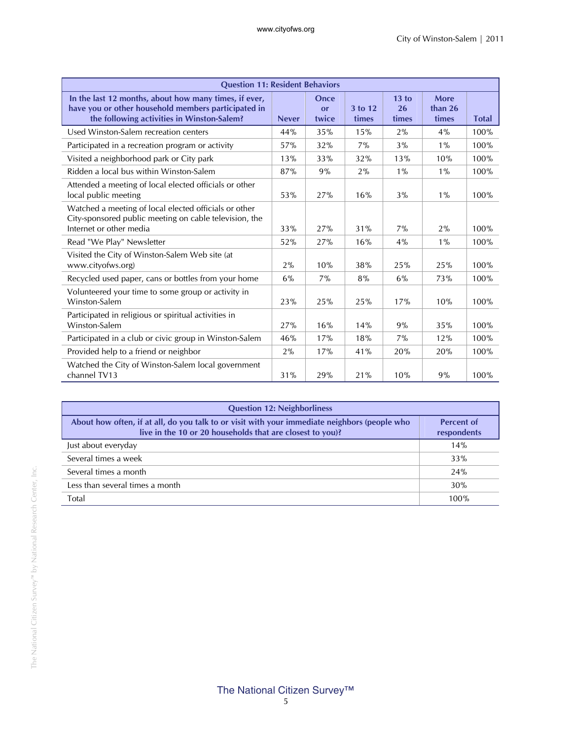| Question 11: Resident Behaviors | | | | | | |
|---|---|---|---|---|---|---|
| In the last 12 months, about how many times, if ever, have you or other household members participated in the following activities in Winston-Salem? | Never | Once or twice | 3 to 12 times | 13 to 26 times | More than 26 times | Total |
| Used Winston-Salem recreation centers | 44% | 35% | 15% | 2% | 4% | 100% |
| Participated in a recreation program or activity | 57% | 32% | 7% | 3% | 1% | 100% |
| Visited a neighborhood park or City park | 13% | 33% | 32% | 13% | 10% | 100% |
| Ridden a local bus within Winston-Salem | 87% | 9% | 2% | 1% | 1% | 100% |
| Attended a meeting of local elected officials or other local public meeting | 53% | 27% | 16% | 3% | 1% | 100% |
| Watched a meeting of local elected officials or other City-sponsored public meeting on cable television, the Internet or other media | 33% | 27% | 31% | 7% | 2% | 100% |
| Read "We Play" Newsletter | 52% | 27% | 16% | 4% | 1% | 100% |
| Visited the City of Winston-Salem Web site (at www.cityofws.org) | 2% | 10% | 38% | 25% | 25% | 100% |
| Recycled used paper, cans or bottles from your home | 6% | 7% | 8% | 6% | 73% | 100% |
| Volunteered your time to some group or activity in Winston-Salem | 23% | 25% | 25% | 17% | 10% | 100% |
| Participated in religious or spiritual activities in Winston-Salem | 27% | 16% | 14% | 9% | 35% | 100% |
| Participated in a club or civic group in Winston-Salem | 46% | 17% | 18% | 7% | 12% | 100% |
| Provided help to a friend or neighbor | 2% | 17% | 41% | 20% | 20% | 100% |
| Watched the City of Winston-Salem local government channel TV13 | 31% | 29% | 21% | 10% | 9% | 100% |

| Question 12: Neighborliness | |
|---|---|
| About how often, if at all, do you talk to or visit with your immediate neighbors (people who live in the 10 or 20 households that are closest to you)? | Percent of respondents |
| Just about everyday | 14% |
| Several times a week | 33% |
| Several times a month | 24% |
| Less than several times a month | 30% |
| Total | 100% |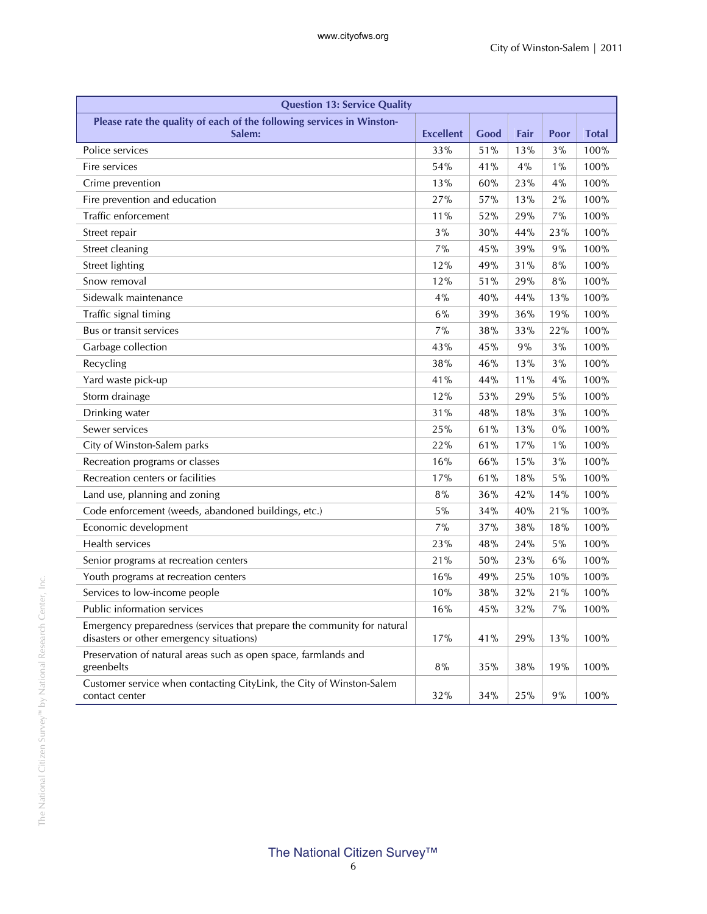| Question 13: Service Quality | | | | | |
|---|---|---|---|---|---|
| Please rate the quality of each of the following services in Winston-Salem: | Excellent | Good | Fair | Poor | Total |
| Police services | 33% | 51% | 13% | 3% | 100% |
| Fire services | 54% | 41% | 4% | 1% | 100% |
| Crime prevention | 13% | 60% | 23% | 4% | 100% |
| Fire prevention and education | 27% | 57% | 13% | 2% | 100% |
| Traffic enforcement | 11% | 52% | 29% | 7% | 100% |
| Street repair | 3% | 30% | 44% | 23% | 100% |
| Street cleaning | 7% | 45% | 39% | 9% | 100% |
| Street lighting | 12% | 49% | 31% | 8% | 100% |
| Snow removal | 12% | 51% | 29% | 8% | 100% |
| Sidewalk maintenance | 4% | 40% | 44% | 13% | 100% |
| Traffic signal timing | 6% | 39% | 36% | 19% | 100% |
| Bus or transit services | 7% | 38% | 33% | 22% | 100% |
| Garbage collection | 43% | 45% | 9% | 3% | 100% |
| Recycling | 38% | 46% | 13% | 3% | 100% |
| Yard waste pick-up | 41% | 44% | 11% | 4% | 100% |
| Storm drainage | 12% | 53% | 29% | 5% | 100% |
| Drinking water | 31% | 48% | 18% | 3% | 100% |
| Sewer services | 25% | 61% | 13% | 0% | 100% |
| City of Winston-Salem parks | 22% | 61% | 17% | 1% | 100% |
| Recreation programs or classes | 16% | 66% | 15% | 3% | 100% |
| Recreation centers or facilities | 17% | 61% | 18% | 5% | 100% |
| Land use, planning and zoning | 8% | 36% | 42% | 14% | 100% |
| Code enforcement (weeds, abandoned buildings, etc.) | 5% | 34% | 40% | 21% | 100% |
| Economic development | 7% | 37% | 38% | 18% | 100% |
| Health services | 23% | 48% | 24% | 5% | 100% |
| Senior programs at recreation centers | 21% | 50% | 23% | 6% | 100% |
| Youth programs at recreation centers | 16% | 49% | 25% | 10% | 100% |
| Services to low-income people | 10% | 38% | 32% | 21% | 100% |
| Public information services | 16% | 45% | 32% | 7% | 100% |
| Emergency preparedness (services that prepare the community for natural disasters or other emergency situations) | 17% | 41% | 29% | 13% | 100% |
| Preservation of natural areas such as open space, farmlands and greenbelts | 8% | 35% | 38% | 19% | 100% |
| Customer service when contacting CityLink, the City of Winston-Salem contact center | 32% | 34% | 25% | 9% | 100% |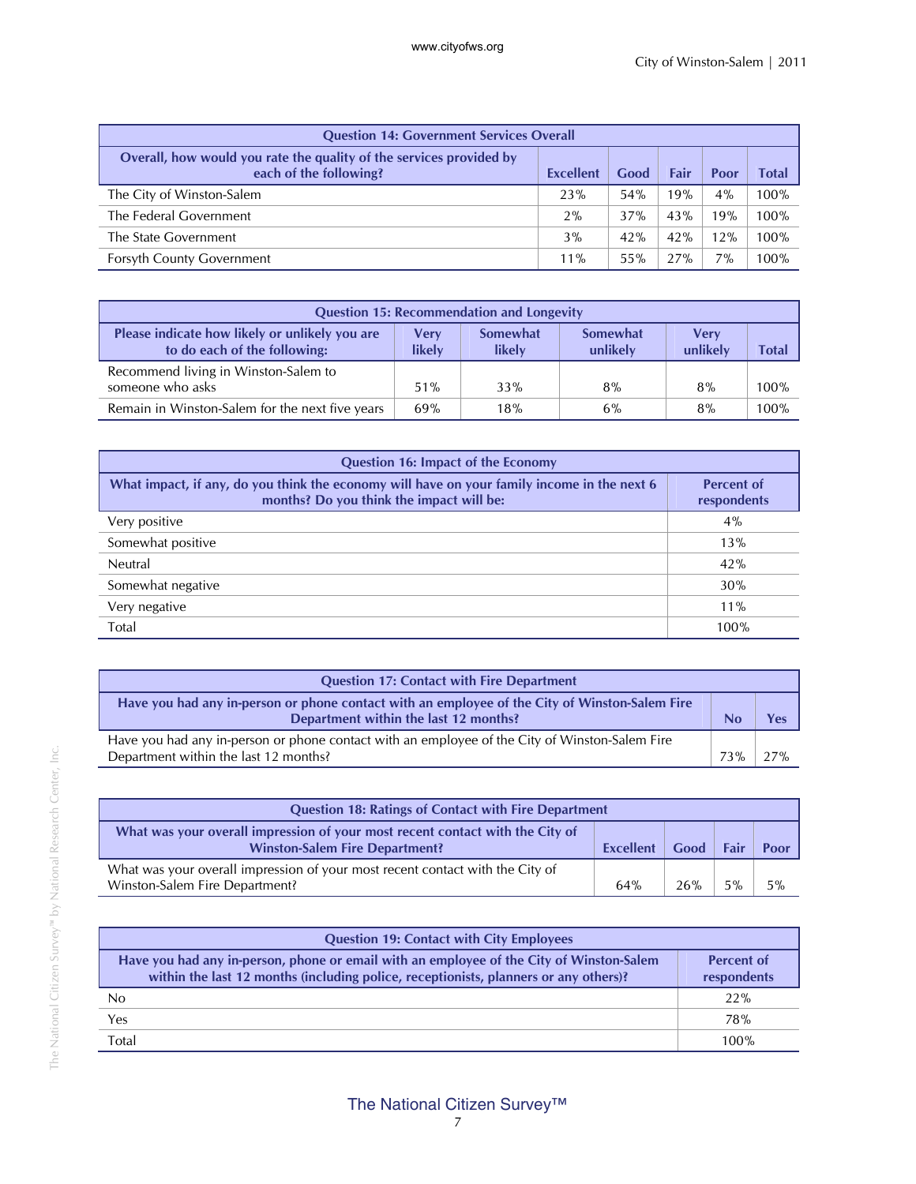| Question 14: Government Services Overall | | | | | |
|---|---|---|---|---|---|
| **Overall, how would you rate the quality of the services provided by each of the following?** | **Excellent** | **Good** | **Fair** | **Poor** | **Total** |
| The City of Winston-Salem | 23% | 54% | 19% | 4% | 100% |
| The Federal Government | 2% | 37% | 43% | 19% | 100% |
| The State Government | 3% | 42% | 42% | 12% | 100% |
| Forsyth County Government | 11% | 55% | 27% | 7% | 100% |

| Question 15: Recommendation and Longevity | | | | | |
|---|---|---|---|---|---|
| **Please indicate how likely or unlikely you are to do each of the following:** | **Very likely** | **Somewhat likely** | **Somewhat unlikely** | **Very unlikely** | **Total** |
| Recommend living in Winston-Salem to someone who asks | 51% | 33% | 8% | 8% | 100% |
| Remain in Winston-Salem for the next five years | 69% | 18% | 6% | 8% | 100% |

| Question 16: Impact of the Economy | |
|---|---|
| **What impact, if any, do you think the economy will have on your family income in the next 6 months? Do you think the impact will be:** | **Percent of respondents** |
| Very positive | 4% |
| Somewhat positive | 13% |
| Neutral | 42% |
| Somewhat negative | 30% |
| Very negative | 11% |
| Total | 100% |

| Question 17: Contact with Fire Department | | |
|---|---|---|
| **Have you had any in-person or phone contact with an employee of the City of Winston-Salem Fire Department within the last 12 months?** | **No** | **Yes** |
| Have you had any in-person or phone contact with an employee of the City of Winston-Salem Fire Department within the last 12 months? | 73% | 27% |

| Question 18: Ratings of Contact with Fire Department | | | | |
|---|---|---|---|---|
| **What was your overall impression of your most recent contact with the City of Winston-Salem Fire Department?** | **Excellent** | **Good** | **Fair** | **Poor** |
| What was your overall impression of your most recent contact with the City of Winston-Salem Fire Department? | 64% | 26% | 5% | 5% |

| Question 19: Contact with City Employees | |
|---|---|
| **Have you had any in-person, phone or email with an employee of the City of Winston-Salem within the last 12 months (including police, receptionists, planners or any others)?** | **Percent of respondents** |
| No | 22% |
| Yes | 78% |
| Total | 100% |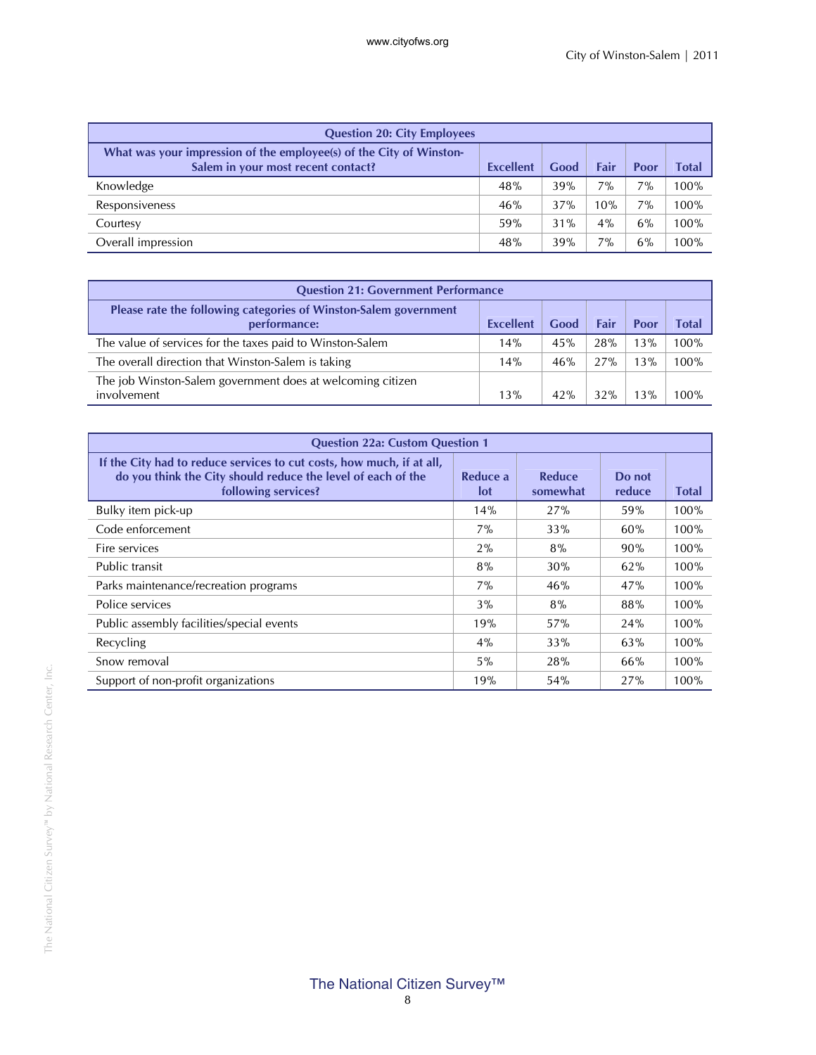| Question 20: City Employees | | | | | |
|---|---|---|---|---|---|
| What was your impression of the employee(s) of the City of Winston-Salem in your most recent contact? | Excellent | Good | Fair | Poor | Total |
| Knowledge | 48% | 39% | 7% | 7% | 100% |
| Responsiveness | 46% | 37% | 10% | 7% | 100% |
| Courtesy | 59% | 31% | 4% | 6% | 100% |
| Overall impression | 48% | 39% | 7% | 6% | 100% |

| Question 21: Government Performance | | | | | |
|---|---|---|---|---|---|
| Please rate the following categories of Winston-Salem government performance: | Excellent | Good | Fair | Poor | Total |
| The value of services for the taxes paid to Winston-Salem | 14% | 45% | 28% | 13% | 100% |
| The overall direction that Winston-Salem is taking | 14% | 46% | 27% | 13% | 100% |
| The job Winston-Salem government does at welcoming citizen involvement | 13% | 42% | 32% | 13% | 100% |

| Question 22a: Custom Question 1 | | | | |
|---|---|---|---|---|
| If the City had to reduce services to cut costs, how much, if at all, do you think the City should reduce the level of each of the following services? | Reduce a lot | Reduce somewhat | Do not reduce | Total |
| Bulky item pick-up | 14% | 27% | 59% | 100% |
| Code enforcement | 7% | 33% | 60% | 100% |
| Fire services | 2% | 8% | 90% | 100% |
| Public transit | 8% | 30% | 62% | 100% |
| Parks maintenance/recreation programs | 7% | 46% | 47% | 100% |
| Police services | 3% | 8% | 88% | 100% |
| Public assembly facilities/special events | 19% | 57% | 24% | 100% |
| Recycling | 4% | 33% | 63% | 100% |
| Snow removal | 5% | 28% | 66% | 100% |
| Support of non-profit organizations | 19% | 54% | 27% | 100% |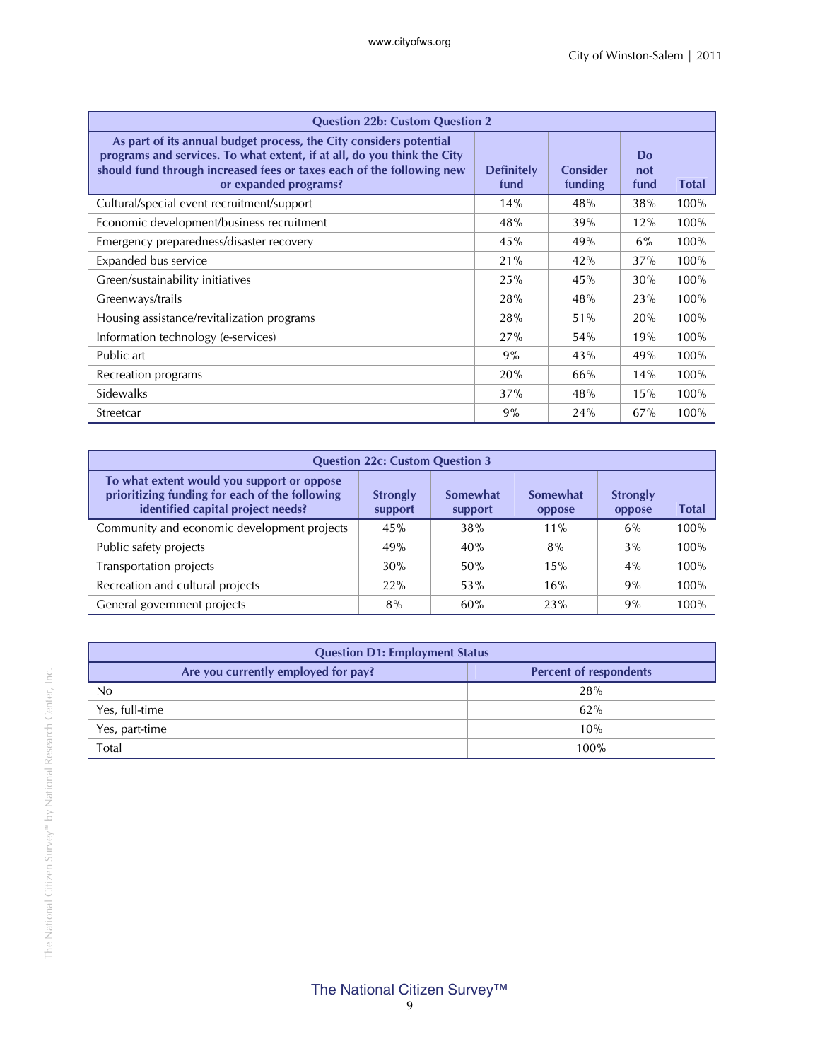| Question 22b: Custom Question 2 | | | | |
|---|---|---|---|---|
| **As part of its annual budget process, the City considers potential programs and services. To what extent, if at all, do you think the City should fund through increased fees or taxes each of the following new or expanded programs?** | **Definitely fund** | **Consider funding** | **Do not fund** | **Total** |
| Cultural/special event recruitment/support | 14% | 48% | 38% | 100% |
| Economic development/business recruitment | 48% | 39% | 12% | 100% |
| Emergency preparedness/disaster recovery | 45% | 49% | 6% | 100% |
| Expanded bus service | 21% | 42% | 37% | 100% |
| Green/sustainability initiatives | 25% | 45% | 30% | 100% |
| Greenways/trails | 28% | 48% | 23% | 100% |
| Housing assistance/revitalization programs | 28% | 51% | 20% | 100% |
| Information technology (e-services) | 27% | 54% | 19% | 100% |
| Public art | 9% | 43% | 49% | 100% |
| Recreation programs | 20% | 66% | 14% | 100% |
| Sidewalks | 37% | 48% | 15% | 100% |
| Streetcar | 9% | 24% | 67% | 100% |

| Question 22c: Custom Question 3 | | | | | |
|---|---|---|---|---|---|
| **To what extent would you support or oppose prioritizing funding for each of the following identified capital project needs?** | **Strongly support** | **Somewhat support** | **Somewhat oppose** | **Strongly oppose** | **Total** |
| Community and economic development projects | 45% | 38% | 11% | 6% | 100% |
| Public safety projects | 49% | 40% | 8% | 3% | 100% |
| Transportation projects | 30% | 50% | 15% | 4% | 100% |
| Recreation and cultural projects | 22% | 53% | 16% | 9% | 100% |
| General government projects | 8% | 60% | 23% | 9% | 100% |

| Question D1: Employment Status | |
|---|---|
| **Are you currently employed for pay?** | **Percent of respondents** |
| No | 28% |
| Yes, full-time | 62% |
| Yes, part-time | 10% |
| Total | 100% |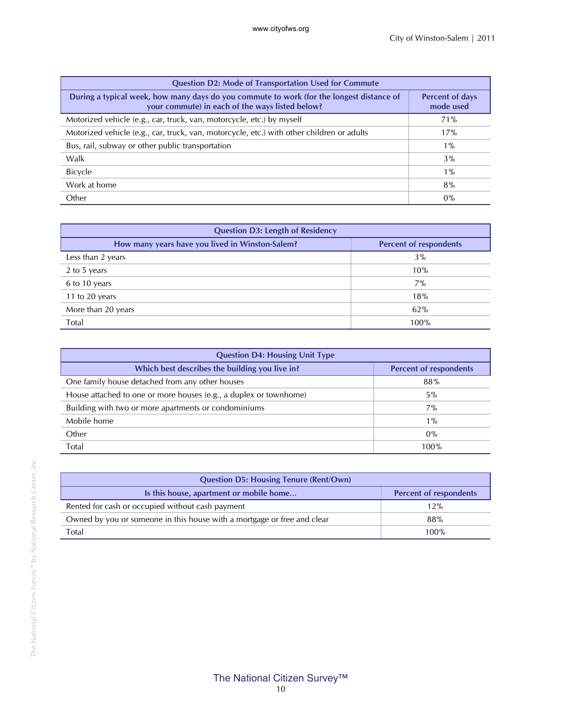| Question D2: Mode of Transportation Used for Commute | |
|---|---|
| During a typical week, how many days do you commute to work (for the longest distance of your commute) in each of the ways listed below? | Percent of days mode used |
| Motorized vehicle (e.g., car, truck, van, motorcycle, etc.) by myself | 71% |
| Motorized vehicle (e.g., car, truck, van, motorcycle, etc.) with other children or adults | 17% |
| Bus, rail, subway or other public transportation | 1% |
| Walk | 3% |
| Bicycle | 1% |
| Work at home | 8% |
| Other | 0% |

| Question D3: Length of Residency | |
|---|---|
| How many years have you lived in Winston-Salem? | Percent of respondents |
| Less than 2 years | 3% |
| 2 to 5 years | 10% |
| 6 to 10 years | 7% |
| 11 to 20 years | 18% |
| More than 20 years | 62% |
| Total | 100% |

| Question D4: Housing Unit Type | |
|---|---|
| Which best describes the building you live in? | Percent of respondents |
| One family house detached from any other houses | 88% |
| House attached to one or more houses (e.g., a duplex or townhome) | 5% |
| Building with two or more apartments or condominiums | 7% |
| Mobile home | 1% |
| Other | 0% |
| Total | 100% |

| Question D5: Housing Tenure (Rent/Own) | |
|---|---|
| Is this house, apartment or mobile home... | Percent of respondents |
| Rented for cash or occupied without cash payment | 12% |
| Owned by you or someone in this house with a mortgage or free and clear | 88% |
| Total | 100% |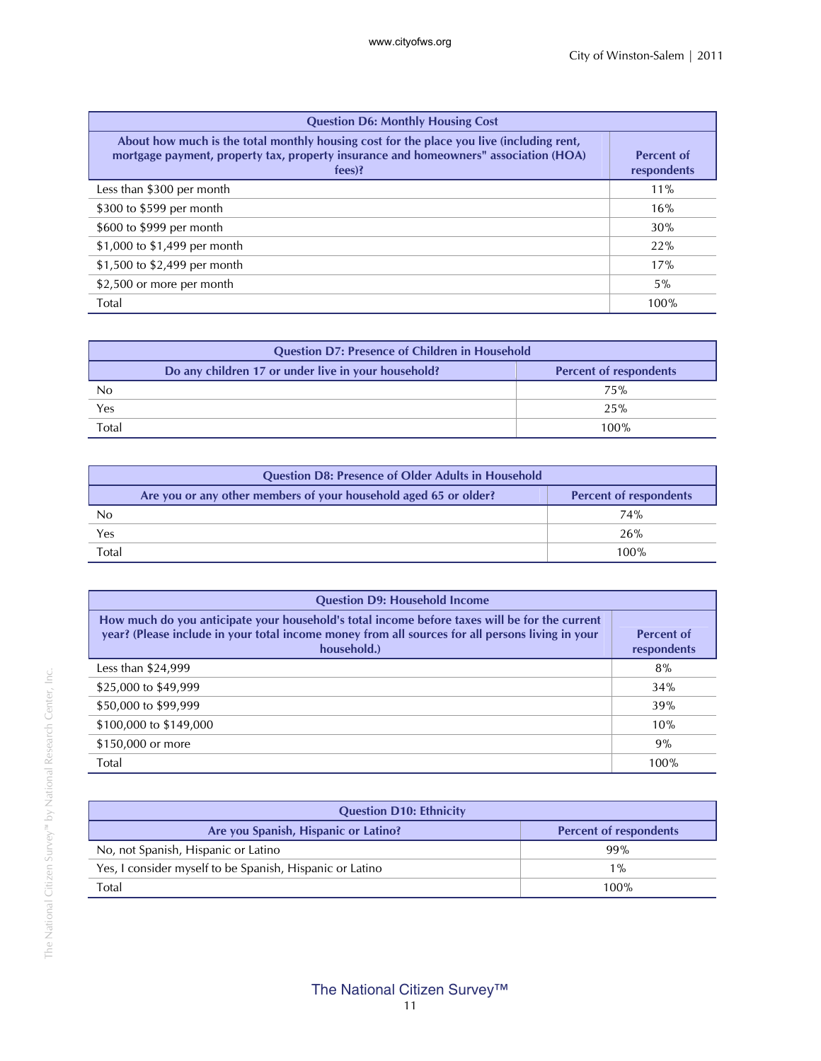| Question D6: Monthly Housing Cost | |
|---|---|
| About how much is the total monthly housing cost for the place you live (including rent, mortgage payment, property tax, property insurance and homeowners" association (HOA) fees)? | Percent of respondents |
| Less than $300 per month | 11% |
| $300 to $599 per month | 16% |
| $600 to $999 per month | 30% |
| $1,000 to $1,499 per month | 22% |
| $1,500 to $2,499 per month | 17% |
| $2,500 or more per month | 5% |
| Total | 100% |

| Question D7: Presence of Children in Household | |
|---|---|
| Do any children 17 or under live in your household? | Percent of respondents |
| No | 75% |
| Yes | 25% |
| Total | 100% |

| Question D8: Presence of Older Adults in Household | |
|---|---|
| Are you or any other members of your household aged 65 or older? | Percent of respondents |
| No | 74% |
| Yes | 26% |
| Total | 100% |

| Question D9: Household Income | |
|---|---|
| How much do you anticipate your household's total income before taxes will be for the current year? (Please include in your total income money from all sources for all persons living in your household.) | Percent of respondents |
| Less than $24,999 | 8% |
| $25,000 to $49,999 | 34% |
| $50,000 to $99,999 | 39% |
| $100,000 to $149,000 | 10% |
| $150,000 or more | 9% |
| Total | 100% |

| Question D10: Ethnicity | |
|---|---|
| Are you Spanish, Hispanic or Latino? | Percent of respondents |
| No, not Spanish, Hispanic or Latino | 99% |
| Yes, I consider myself to be Spanish, Hispanic or Latino | 1% |
| Total | 100% |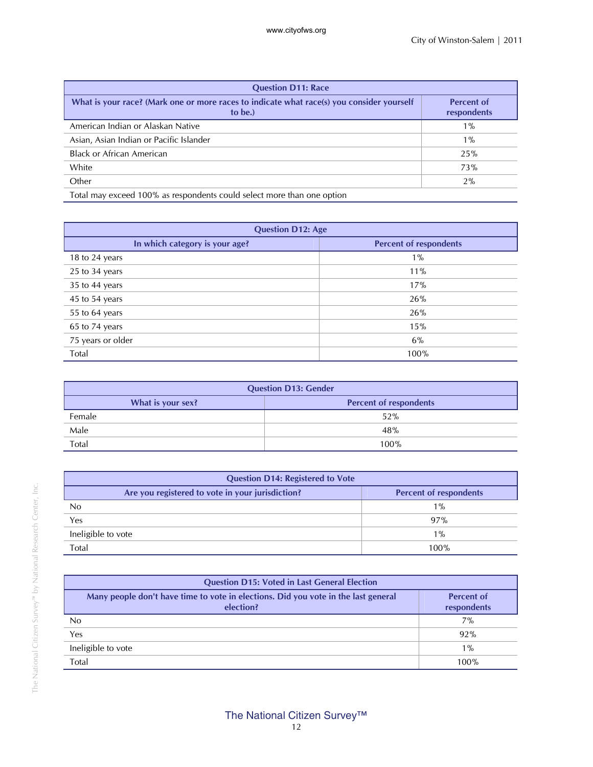| Question D11: Race | |
|---|---|
| What is your race? (Mark one or more races to indicate what race(s) you consider yourself to be.) | Percent of respondents |
| American Indian or Alaskan Native | 1% |
| Asian, Asian Indian or Pacific Islander | 1% |
| Black or African American | 25% |
| White | 73% |
| Other | 2% |
| Total may exceed 100% as respondents could select more than one option | |

| Question D12: Age | |
|---|---|
| In which category is your age? | Percent of respondents |
| 18 to 24 years | 1% |
| 25 to 34 years | 11% |
| 35 to 44 years | 17% |
| 45 to 54 years | 26% |
| 55 to 64 years | 26% |
| 65 to 74 years | 15% |
| 75 years or older | 6% |
| Total | 100% |

| Question D13: Gender | |
|---|---|
| What is your sex? | Percent of respondents |
| Female | 52% |
| Male | 48% |
| Total | 100% |

| Question D14: Registered to Vote | |
|---|---|
| Are you registered to vote in your jurisdiction? | Percent of respondents |
| No | 1% |
| Yes | 97% |
| Ineligible to vote | 1% |
| Total | 100% |

| Question D15: Voted in Last General Election | |
|---|---|
| Many people don't have time to vote in elections. Did you vote in the last general election? | Percent of respondents |
| No | 7% |
| Yes | 92% |
| Ineligible to vote | 1% |
| Total | 100% |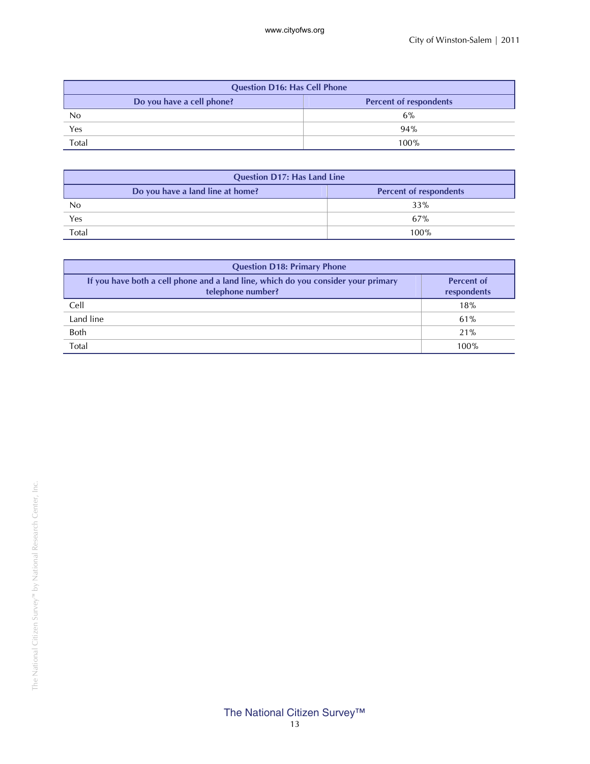| Question D16: Has Cell Phone | |
|---|---|
| **Do you have a cell phone?** | **Percent of respondents** |
| No | 6% |
| Yes | 94% |
| Total | 100% |

| Question D17: Has Land Line | |
|---|---|
| **Do you have a land line at home?** | **Percent of respondents** |
| No | 33% |
| Yes | 67% |
| Total | 100% |

| Question D18: Primary Phone | |
|---|---|
| **If you have both a cell phone and a land line, which do you consider your primary telephone number?** | **Percent of respondents** |
| Cell | 18% |
| Land line | 61% |
| Both | 21% |
| Total | 100% |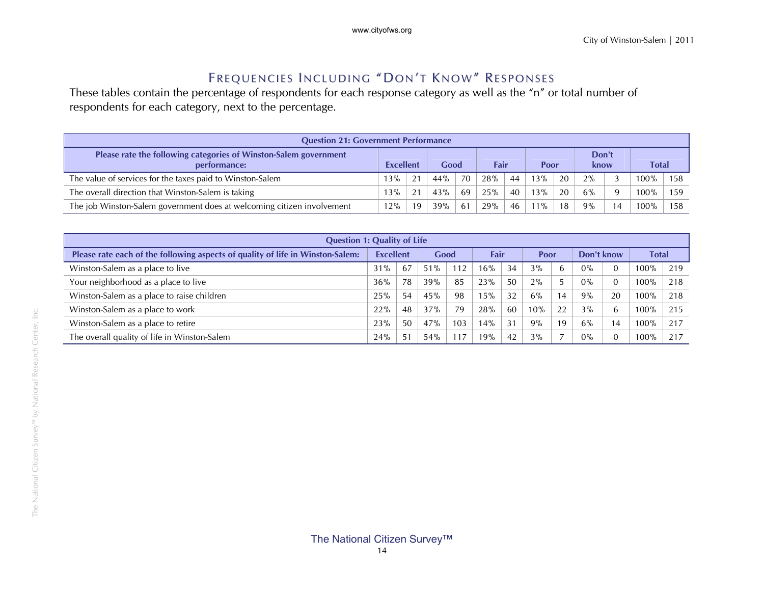## Frequencies Including "Don't Know" Responses

These tables contain the percentage of respondents for each response category as well as the "n" or total number of respondents for each category, next to the percentage.

| Question 21: Government Performance | | | | | | | | | | | | |
|---|---|---|---|---|---|---|---|---|---|---|---|---|
| Please rate the following categories of Winston-Salem government performance: | Excellent | | Good | | Fair | | Poor | | Don't know | | Total | |
| The value of services for the taxes paid to Winston-Salem | 13% | 21 | 44% | 70 | 28% | 44 | 13% | 20 | 2% | 3 | 100% | 158 |
| The overall direction that Winston-Salem is taking | 13% | 21 | 43% | 69 | 25% | 40 | 13% | 20 | 6% | 9 | 100% | 159 |
| The job Winston-Salem government does at welcoming citizen involvement | 12% | 19 | 39% | 61 | 29% | 46 | 11% | 18 | 9% | 14 | 100% | 158 |

| Question 1: Quality of Life | | | | | | | | | | | | |
|---|---|---|---|---|---|---|---|---|---|---|---|---|
| Please rate each of the following aspects of quality of life in Winston-Salem: | Excellent | | Good | | Fair | | Poor | | Don't know | | Total | |
| Winston-Salem as a place to live | 31% | 67 | 51% | 112 | 16% | 34 | 3% | 6 | 0% | 0 | 100% | 219 |
| Your neighborhood as a place to live | 36% | 78 | 39% | 85 | 23% | 50 | 2% | 5 | 0% | 0 | 100% | 218 |
| Winston-Salem as a place to raise children | 25% | 54 | 45% | 98 | 15% | 32 | 6% | 14 | 9% | 20 | 100% | 218 |
| Winston-Salem as a place to work | 22% | 48 | 37% | 79 | 28% | 60 | 10% | 22 | 3% | 6 | 100% | 215 |
| Winston-Salem as a place to retire | 23% | 50 | 47% | 103 | 14% | 31 | 9% | 19 | 6% | 14 | 100% | 217 |
| The overall quality of life in Winston-Salem | 24% | 51 | 54% | 117 | 19% | 42 | 3% | 7 | 0% | 0 | 100% | 217 |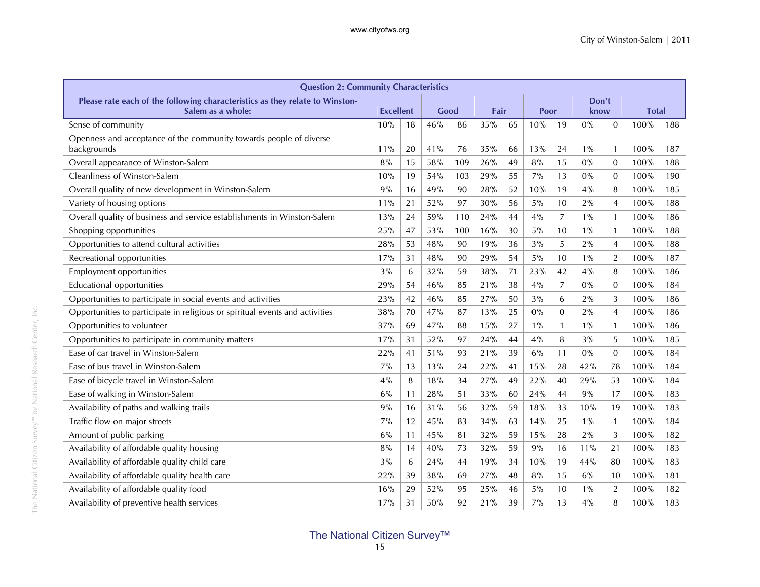| Question 2: Community Characteristics | | | | | | | | | | | | |
|---|---|---|---|---|---|---|---|---|---|---|---|---|
| Please rate each of the following characteristics as they relate to Winston-Salem as a whole: | Excellent | | Good | | Fair | | Poor | | Don't know | | Total | |
| Sense of community | 10% | 18 | 46% | 86 | 35% | 65 | 10% | 19 | 0% | 0 | 100% | 188 |
| Openness and acceptance of the community towards people of diverse backgrounds | 11% | 20 | 41% | 76 | 35% | 66 | 13% | 24 | 1% | 1 | 100% | 187 |
| Overall appearance of Winston-Salem | 8% | 15 | 58% | 109 | 26% | 49 | 8% | 15 | 0% | 0 | 100% | 188 |
| Cleanliness of Winston-Salem | 10% | 19 | 54% | 103 | 29% | 55 | 7% | 13 | 0% | 0 | 100% | 190 |
| Overall quality of new development in Winston-Salem | 9% | 16 | 49% | 90 | 28% | 52 | 10% | 19 | 4% | 8 | 100% | 185 |
| Variety of housing options | 11% | 21 | 52% | 97 | 30% | 56 | 5% | 10 | 2% | 4 | 100% | 188 |
| Overall quality of business and service establishments in Winston-Salem | 13% | 24 | 59% | 110 | 24% | 44 | 4% | 7 | 1% | 1 | 100% | 186 |
| Shopping opportunities | 25% | 47 | 53% | 100 | 16% | 30 | 5% | 10 | 1% | 1 | 100% | 188 |
| Opportunities to attend cultural activities | 28% | 53 | 48% | 90 | 19% | 36 | 3% | 5 | 2% | 4 | 100% | 188 |
| Recreational opportunities | 17% | 31 | 48% | 90 | 29% | 54 | 5% | 10 | 1% | 2 | 100% | 187 |
| Employment opportunities | 3% | 6 | 32% | 59 | 38% | 71 | 23% | 42 | 4% | 8 | 100% | 186 |
| Educational opportunities | 29% | 54 | 46% | 85 | 21% | 38 | 4% | 7 | 0% | 0 | 100% | 184 |
| Opportunities to participate in social events and activities | 23% | 42 | 46% | 85 | 27% | 50 | 3% | 6 | 2% | 3 | 100% | 186 |
| Opportunities to participate in religious or spiritual events and activities | 38% | 70 | 47% | 87 | 13% | 25 | 0% | 0 | 2% | 4 | 100% | 186 |
| Opportunities to volunteer | 37% | 69 | 47% | 88 | 15% | 27 | 1% | 1 | 1% | 1 | 100% | 186 |
| Opportunities to participate in community matters | 17% | 31 | 52% | 97 | 24% | 44 | 4% | 8 | 3% | 5 | 100% | 185 |
| Ease of car travel in Winston-Salem | 22% | 41 | 51% | 93 | 21% | 39 | 6% | 11 | 0% | 0 | 100% | 184 |
| Ease of bus travel in Winston-Salem | 7% | 13 | 13% | 24 | 22% | 41 | 15% | 28 | 42% | 78 | 100% | 184 |
| Ease of bicycle travel in Winston-Salem | 4% | 8 | 18% | 34 | 27% | 49 | 22% | 40 | 29% | 53 | 100% | 184 |
| Ease of walking in Winston-Salem | 6% | 11 | 28% | 51 | 33% | 60 | 24% | 44 | 9% | 17 | 100% | 183 |
| Availability of paths and walking trails | 9% | 16 | 31% | 56 | 32% | 59 | 18% | 33 | 10% | 19 | 100% | 183 |
| Traffic flow on major streets | 7% | 12 | 45% | 83 | 34% | 63 | 14% | 25 | 1% | 1 | 100% | 184 |
| Amount of public parking | 6% | 11 | 45% | 81 | 32% | 59 | 15% | 28 | 2% | 3 | 100% | 182 |
| Availability of affordable quality housing | 8% | 14 | 40% | 73 | 32% | 59 | 9% | 16 | 11% | 21 | 100% | 183 |
| Availability of affordable quality child care | 3% | 6 | 24% | 44 | 19% | 34 | 10% | 19 | 44% | 80 | 100% | 183 |
| Availability of affordable quality health care | 22% | 39 | 38% | 69 | 27% | 48 | 8% | 15 | 6% | 10 | 100% | 181 |
| Availability of affordable quality food | 16% | 29 | 52% | 95 | 25% | 46 | 5% | 10 | 1% | 2 | 100% | 182 |
| Availability of preventive health services | 17% | 31 | 50% | 92 | 21% | 39 | 7% | 13 | 4% | 8 | 100% | 183 |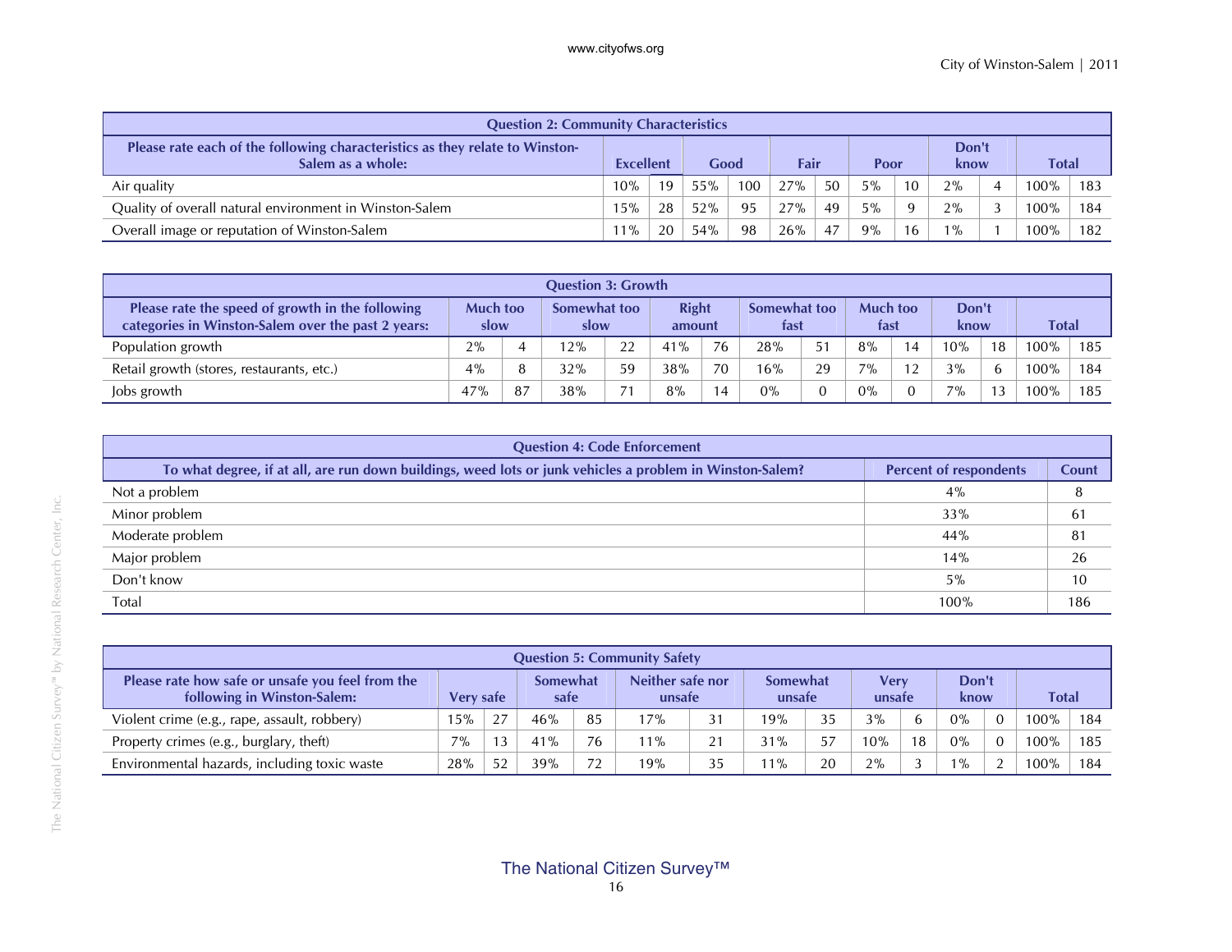| Question 2: Community Characteristics | | | | | | | | | | | | |
|---|---|---|---|---|---|---|---|---|---|---|---|---|
| Please rate each of the following characteristics as they relate to Winston-Salem as a whole: | Excellent | | Good | | Fair | | Poor | | Don't know | | Total | |
| Air quality | 10% | 19 | 55% | 100 | 27% | 50 | 5% | 10 | 2% | 4 | 100% | 183 |
| Quality of overall natural environment in Winston-Salem | 15% | 28 | 52% | 95 | 27% | 49 | 5% | 9 | 2% | 3 | 100% | 184 |
| Overall image or reputation of Winston-Salem | 11% | 20 | 54% | 98 | 26% | 47 | 9% | 16 | 1% | 1 | 100% | 182 |

| Question 3: Growth | | | | | | | | | | | | | | |
|---|---|---|---|---|---|---|---|---|---|---|---|---|---|---|
| Please rate the speed of growth in the following categories in Winston-Salem over the past 2 years: | Much too slow | | Somewhat too slow | | Right amount | | Somewhat too fast | | Much too fast | | Don't know | | Total | |
| Population growth | 2% | 4 | 12% | 22 | 41% | 76 | 28% | 51 | 8% | 14 | 10% | 18 | 100% | 185 |
| Retail growth (stores, restaurants, etc.) | 4% | 8 | 32% | 59 | 38% | 70 | 16% | 29 | 7% | 12 | 3% | 6 | 100% | 184 |
| Jobs growth | 47% | 87 | 38% | 71 | 8% | 14 | 0% | 0 | 0% | 0 | 7% | 13 | 100% | 185 |

| Question 4: Code Enforcement | | |
|---|---|---|
| To what degree, if at all, are run down buildings, weed lots or junk vehicles a problem in Winston-Salem? | Percent of respondents | Count |
| Not a problem | 4% | 8 |
| Minor problem | 33% | 61 |
| Moderate problem | 44% | 81 |
| Major problem | 14% | 26 |
| Don't know | 5% | 10 |
| Total | 100% | 186 |

| Question 5: Community Safety | | | | | | | | | | | | | | |
|---|---|---|---|---|---|---|---|---|---|---|---|---|---|---|
| Please rate how safe or unsafe you feel from the following in Winston-Salem: | Very safe | | Somewhat safe | | Neither safe nor unsafe | | Somewhat unsafe | | Very unsafe | | Don't know | | Total | |
| Violent crime (e.g., rape, assault, robbery) | 15% | 27 | 46% | 85 | 17% | 31 | 19% | 35 | 3% | 6 | 0% | 0 | 100% | 184 |
| Property crimes (e.g., burglary, theft) | 7% | 13 | 41% | 76 | 11% | 21 | 31% | 57 | 10% | 18 | 0% | 0 | 100% | 185 |
| Environmental hazards, including toxic waste | 28% | 52 | 39% | 72 | 19% | 35 | 11% | 20 | 2% | 3 | 1% | 2 | 100% | 184 |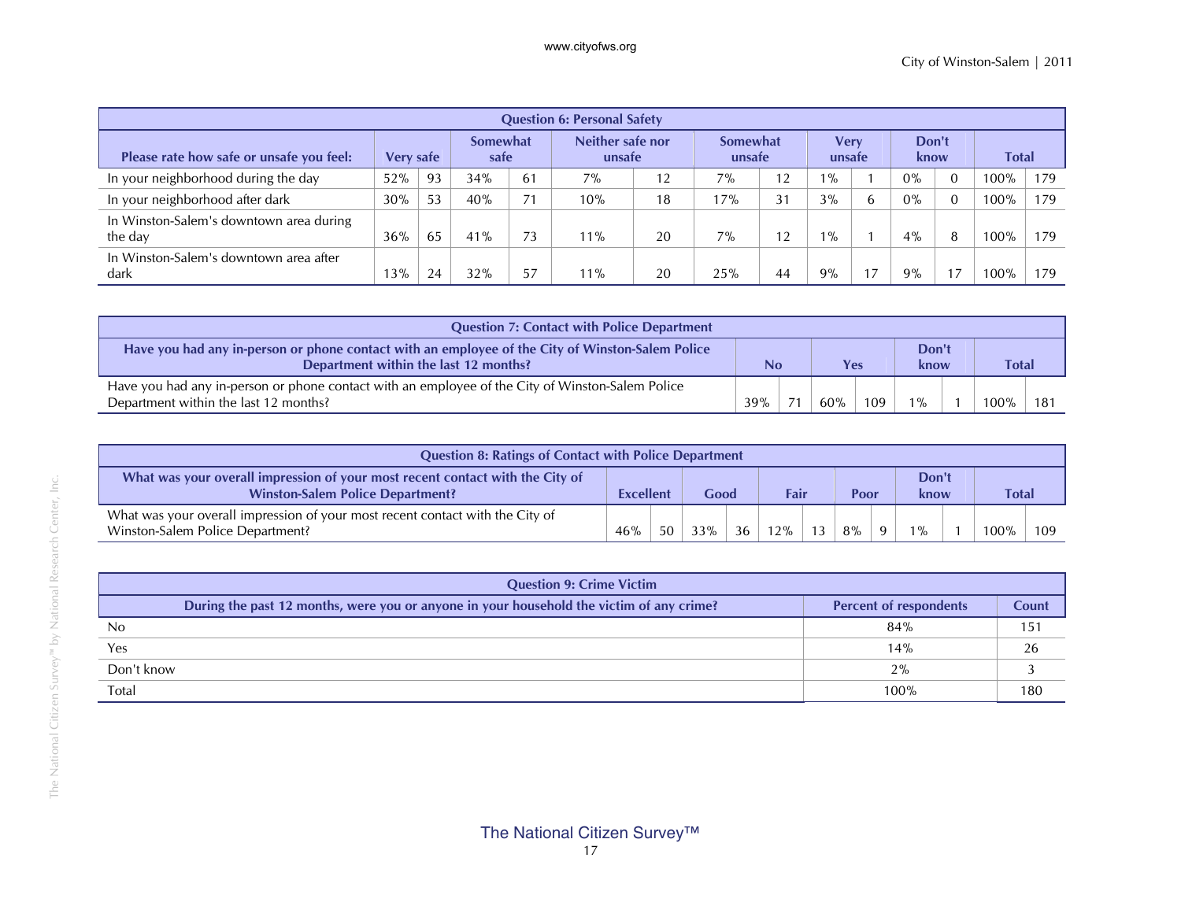## Question 6: Personal Safety

| Please rate how safe or unsafe you feel: | Very safe | | Somewhat safe | | Neither safe nor unsafe | | Somewhat unsafe | | Very unsafe | | Don't know | | Total | |
|---|---|---|---|---|---|---|---|---|---|---|---|---|---|---|
| In your neighborhood during the day | 52% | 93 | 34% | 61 | 7% | 12 | 7% | 12 | 1% | 1 | 0% | 0 | 100% | 179 |
| In your neighborhood after dark | 30% | 53 | 40% | 71 | 10% | 18 | 17% | 31 | 3% | 6 | 0% | 0 | 100% | 179 |
| In Winston-Salem's downtown area during the day | 36% | 65 | 41% | 73 | 11% | 20 | 7% | 12 | 1% | 1 | 4% | 8 | 100% | 179 |
| In Winston-Salem's downtown area after dark | 13% | 24 | 32% | 57 | 11% | 20 | 25% | 44 | 9% | 17 | 9% | 17 | 100% | 179 |

## Question 7: Contact with Police Department

| Have you had any in-person or phone contact with an employee of the City of Winston-Salem Police Department within the last 12 months? | No | | Yes | | Don't know | | Total | |
|---|---|---|---|---|---|---|---|---|
| Have you had any in-person or phone contact with an employee of the City of Winston-Salem Police Department within the last 12 months? | 39% | 71 | 60% | 109 | 1% | 1 | 100% | 181 |

## Question 8: Ratings of Contact with Police Department

| What was your overall impression of your most recent contact with the City of Winston-Salem Police Department? | Excellent | | Good | | Fair | | Poor | | Don't know | | Total | |
|---|---|---|---|---|---|---|---|---|---|---|---|---|
| What was your overall impression of your most recent contact with the City of Winston-Salem Police Department? | 46% | 50 | 33% | 36 | 12% | 13 | 8% | 9 | 1% | 1 | 100% | 109 |

## Question 9: Crime Victim

| During the past 12 months, were you or anyone in your household the victim of any crime? | Percent of respondents | Count |
|---|---|---|
| No | 84% | 151 |
| Yes | 14% | 26 |
| Don't know | 2% | 3 |
| Total | 100% | 180 |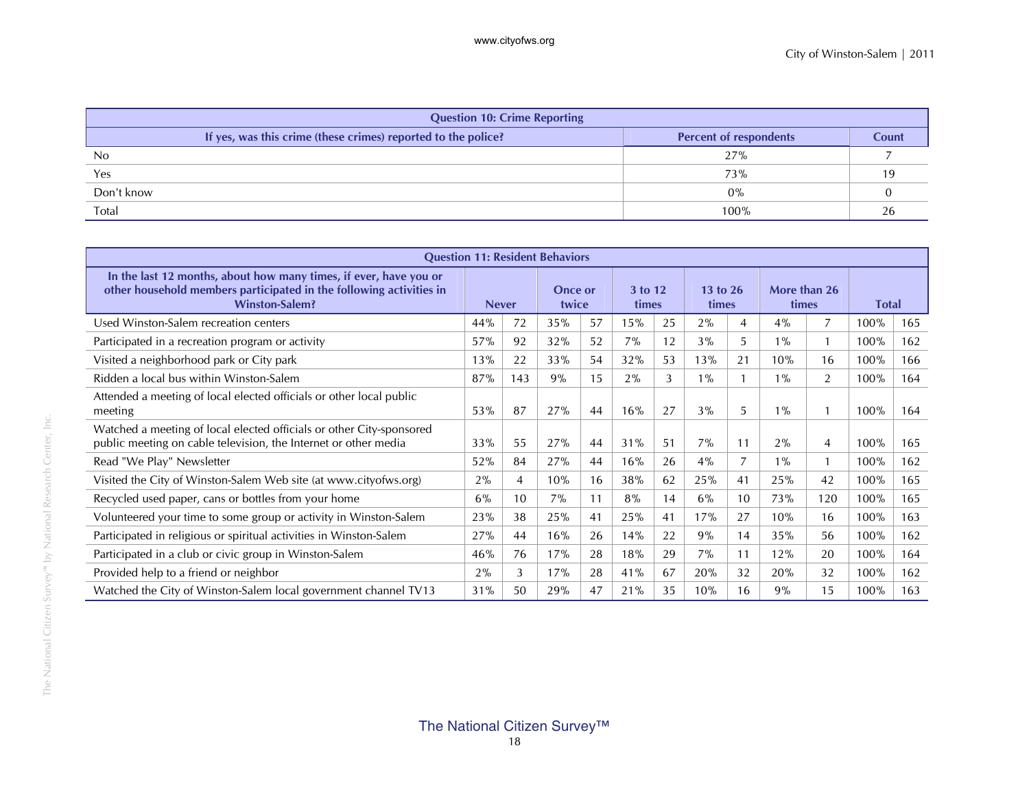| Question 10: Crime Reporting | | |
|---|---|---|
| If yes, was this crime (these crimes) reported to the police? | Percent of respondents | Count |
| No | 27% | 7 |
| Yes | 73% | 19 |
| Don't know | 0% | 0 |
| Total | 100% | 26 |

| Question 11: Resident Behaviors | | | | | | | | | | | | |
|---|---|---|---|---|---|---|---|---|---|---|---|---|
| In the last 12 months, about how many times, if ever, have you or other household members participated in the following activities in Winston-Salem? | Never | | Once or twice | | 3 to 12 times | | 13 to 26 times | | More than 26 times | | Total | |
| Used Winston-Salem recreation centers | 44% | 72 | 35% | 57 | 15% | 25 | 2% | 4 | 4% | 7 | 100% | 165 |
| Participated in a recreation program or activity | 57% | 92 | 32% | 52 | 7% | 12 | 3% | 5 | 1% | 1 | 100% | 162 |
| Visited a neighborhood park or City park | 13% | 22 | 33% | 54 | 32% | 53 | 13% | 21 | 10% | 16 | 100% | 166 |
| Ridden a local bus within Winston-Salem | 87% | 143 | 9% | 15 | 2% | 3 | 1% | 1 | 1% | 2 | 100% | 164 |
| Attended a meeting of local elected officials or other local public meeting | 53% | 87 | 27% | 44 | 16% | 27 | 3% | 5 | 1% | 1 | 100% | 164 |
| Watched a meeting of local elected officials or other City-sponsored public meeting on cable television, the Internet or other media | 33% | 55 | 27% | 44 | 31% | 51 | 7% | 11 | 2% | 4 | 100% | 165 |
| Read "We Play" Newsletter | 52% | 84 | 27% | 44 | 16% | 26 | 4% | 7 | 1% | 1 | 100% | 162 |
| Visited the City of Winston-Salem Web site (at www.cityofws.org) | 2% | 4 | 10% | 16 | 38% | 62 | 25% | 41 | 25% | 42 | 100% | 165 |
| Recycled used paper, cans or bottles from your home | 6% | 10 | 7% | 11 | 8% | 14 | 6% | 10 | 73% | 120 | 100% | 165 |
| Volunteered your time to some group or activity in Winston-Salem | 23% | 38 | 25% | 41 | 25% | 41 | 17% | 27 | 10% | 16 | 100% | 163 |
| Participated in religious or spiritual activities in Winston-Salem | 27% | 44 | 16% | 26 | 14% | 22 | 9% | 14 | 35% | 56 | 100% | 162 |
| Participated in a club or civic group in Winston-Salem | 46% | 76 | 17% | 28 | 18% | 29 | 7% | 11 | 12% | 20 | 100% | 164 |
| Provided help to a friend or neighbor | 2% | 3 | 17% | 28 | 41% | 67 | 20% | 32 | 20% | 32 | 100% | 162 |
| Watched the City of Winston-Salem local government channel TV13 | 31% | 50 | 29% | 47 | 21% | 35 | 10% | 16 | 9% | 15 | 100% | 163 |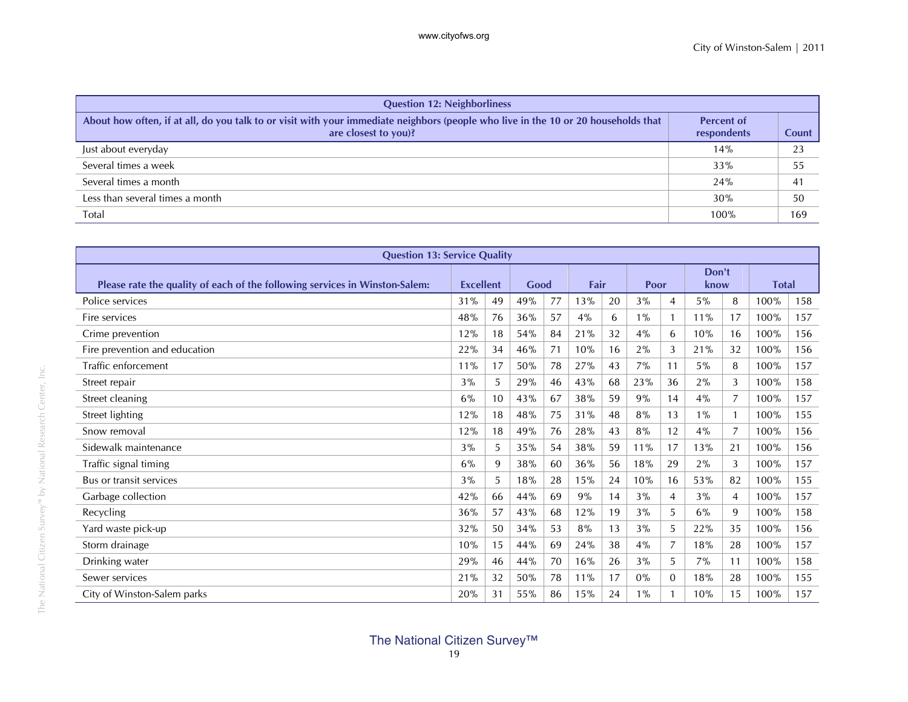| Question 12: Neighborliness | | |
|---|---|---|
| About how often, if at all, do you talk to or visit with your immediate neighbors (people who live in the 10 or 20 households that are closest to you)? | Percent of respondents | Count |
| Just about everyday | 14% | 23 |
| Several times a week | 33% | 55 |
| Several times a month | 24% | 41 |
| Less than several times a month | 30% | 50 |
| Total | 100% | 169 |

| Question 13: Service Quality | | | | | | | | | | | | |
|---|---|---|---|---|---|---|---|---|---|---|---|---|
| Please rate the quality of each of the following services in Winston-Salem: | Excellent | | Good | | Fair | | Poor | | Don't know | | Total | |
| Police services | 31% | 49 | 49% | 77 | 13% | 20 | 3% | 4 | 5% | 8 | 100% | 158 |
| Fire services | 48% | 76 | 36% | 57 | 4% | 6 | 1% | 1 | 11% | 17 | 100% | 157 |
| Crime prevention | 12% | 18 | 54% | 84 | 21% | 32 | 4% | 6 | 10% | 16 | 100% | 156 |
| Fire prevention and education | 22% | 34 | 46% | 71 | 10% | 16 | 2% | 3 | 21% | 32 | 100% | 156 |
| Traffic enforcement | 11% | 17 | 50% | 78 | 27% | 43 | 7% | 11 | 5% | 8 | 100% | 157 |
| Street repair | 3% | 5 | 29% | 46 | 43% | 68 | 23% | 36 | 2% | 3 | 100% | 158 |
| Street cleaning | 6% | 10 | 43% | 67 | 38% | 59 | 9% | 14 | 4% | 7 | 100% | 157 |
| Street lighting | 12% | 18 | 48% | 75 | 31% | 48 | 8% | 13 | 1% | 1 | 100% | 155 |
| Snow removal | 12% | 18 | 49% | 76 | 28% | 43 | 8% | 12 | 4% | 7 | 100% | 156 |
| Sidewalk maintenance | 3% | 5 | 35% | 54 | 38% | 59 | 11% | 17 | 13% | 21 | 100% | 156 |
| Traffic signal timing | 6% | 9 | 38% | 60 | 36% | 56 | 18% | 29 | 2% | 3 | 100% | 157 |
| Bus or transit services | 3% | 5 | 18% | 28 | 15% | 24 | 10% | 16 | 53% | 82 | 100% | 155 |
| Garbage collection | 42% | 66 | 44% | 69 | 9% | 14 | 3% | 4 | 3% | 4 | 100% | 157 |
| Recycling | 36% | 57 | 43% | 68 | 12% | 19 | 3% | 5 | 6% | 9 | 100% | 158 |
| Yard waste pick-up | 32% | 50 | 34% | 53 | 8% | 13 | 3% | 5 | 22% | 35 | 100% | 156 |
| Storm drainage | 10% | 15 | 44% | 69 | 24% | 38 | 4% | 7 | 18% | 28 | 100% | 157 |
| Drinking water | 29% | 46 | 44% | 70 | 16% | 26 | 3% | 5 | 7% | 11 | 100% | 158 |
| Sewer services | 21% | 32 | 50% | 78 | 11% | 17 | 0% | 0 | 18% | 28 | 100% | 155 |
| City of Winston-Salem parks | 20% | 31 | 55% | 86 | 15% | 24 | 1% | 1 | 10% | 15 | 100% | 157 |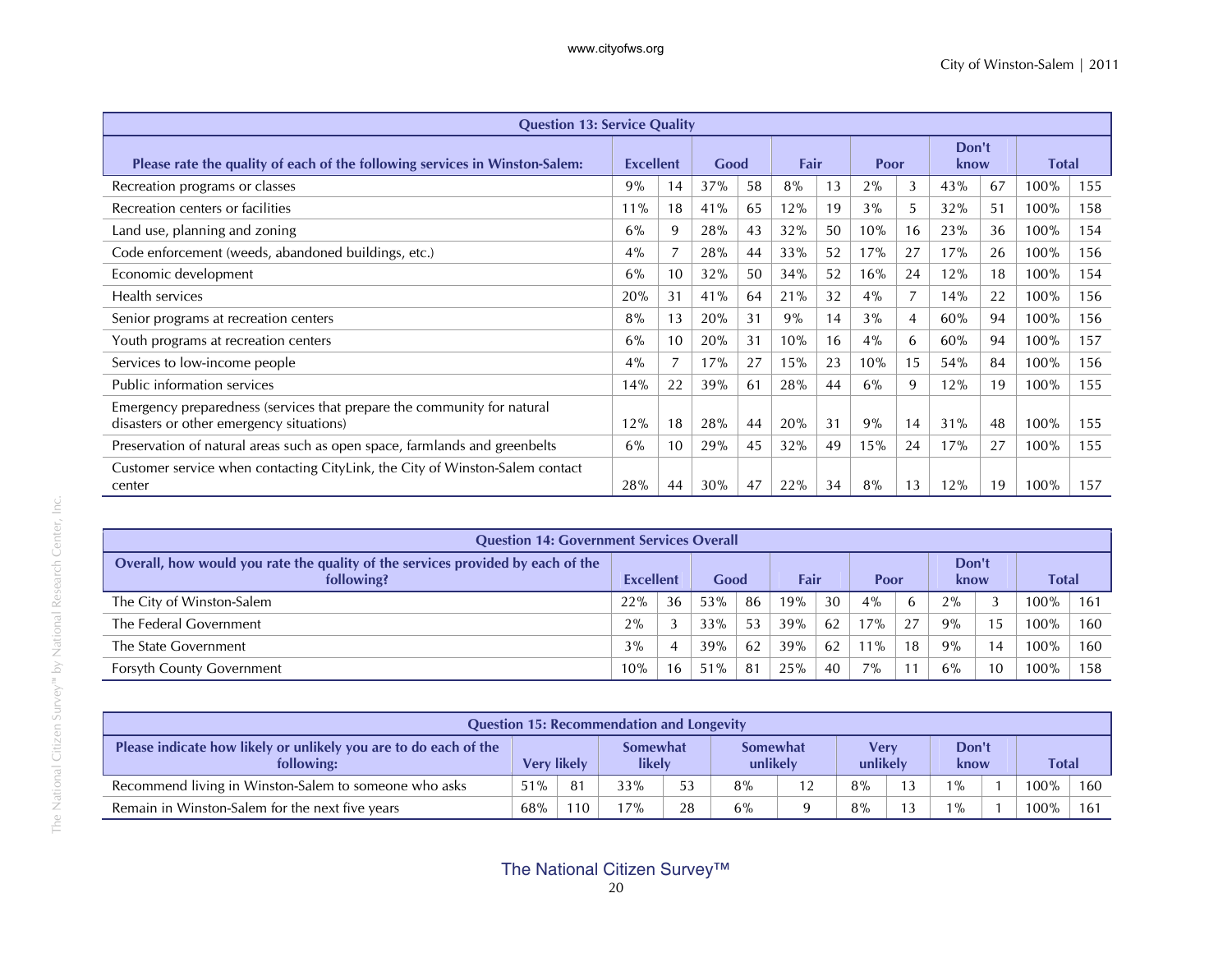| Question 13: Service Quality | | | | | | | | | | | | |
|---|---|---|---|---|---|---|---|---|---|---|---|---|
| Please rate the quality of each of the following services in Winston-Salem: | Excellent | | Good | | Fair | | Poor | | Don't know | | Total | |
| Recreation programs or classes | 9% | 14 | 37% | 58 | 8% | 13 | 2% | 3 | 43% | 67 | 100% | 155 |
| Recreation centers or facilities | 11% | 18 | 41% | 65 | 12% | 19 | 3% | 5 | 32% | 51 | 100% | 158 |
| Land use, planning and zoning | 6% | 9 | 28% | 43 | 32% | 50 | 10% | 16 | 23% | 36 | 100% | 154 |
| Code enforcement (weeds, abandoned buildings, etc.) | 4% | 7 | 28% | 44 | 33% | 52 | 17% | 27 | 17% | 26 | 100% | 156 |
| Economic development | 6% | 10 | 32% | 50 | 34% | 52 | 16% | 24 | 12% | 18 | 100% | 154 |
| Health services | 20% | 31 | 41% | 64 | 21% | 32 | 4% | 7 | 14% | 22 | 100% | 156 |
| Senior programs at recreation centers | 8% | 13 | 20% | 31 | 9% | 14 | 3% | 4 | 60% | 94 | 100% | 156 |
| Youth programs at recreation centers | 6% | 10 | 20% | 31 | 10% | 16 | 4% | 6 | 60% | 94 | 100% | 157 |
| Services to low-income people | 4% | 7 | 17% | 27 | 15% | 23 | 10% | 15 | 54% | 84 | 100% | 156 |
| Public information services | 14% | 22 | 39% | 61 | 28% | 44 | 6% | 9 | 12% | 19 | 100% | 155 |
| Emergency preparedness (services that prepare the community for natural disasters or other emergency situations) | 12% | 18 | 28% | 44 | 20% | 31 | 9% | 14 | 31% | 48 | 100% | 155 |
| Preservation of natural areas such as open space, farmlands and greenbelts | 6% | 10 | 29% | 45 | 32% | 49 | 15% | 24 | 17% | 27 | 100% | 155 |
| Customer service when contacting CityLink, the City of Winston-Salem contact center | 28% | 44 | 30% | 47 | 22% | 34 | 8% | 13 | 12% | 19 | 100% | 157 |

| Question 14: Government Services Overall | | | | | | | | | | | | |
|---|---|---|---|---|---|---|---|---|---|---|---|---|
| Overall, how would you rate the quality of the services provided by each of the following? | Excellent | | Good | | Fair | | Poor | | Don't know | | Total | |
| The City of Winston-Salem | 22% | 36 | 53% | 86 | 19% | 30 | 4% | 6 | 2% | 3 | 100% | 161 |
| The Federal Government | 2% | 3 | 33% | 53 | 39% | 62 | 17% | 27 | 9% | 15 | 100% | 160 |
| The State Government | 3% | 4 | 39% | 62 | 39% | 62 | 11% | 18 | 9% | 14 | 100% | 160 |
| Forsyth County Government | 10% | 16 | 51% | 81 | 25% | 40 | 7% | 11 | 6% | 10 | 100% | 158 |

| Question 15: Recommendation and Longevity | | | | | | | | | | | | |
|---|---|---|---|---|---|---|---|---|---|---|---|---|
| Please indicate how likely or unlikely you are to do each of the following: | Very likely | | Somewhat likely | | Somewhat unlikely | | Very unlikely | | Don't know | | Total | |
| Recommend living in Winston-Salem to someone who asks | 51% | 81 | 33% | 53 | 8% | 12 | 8% | 13 | 1% | 1 | 100% | 160 |
| Remain in Winston-Salem for the next five years | 68% | 110 | 17% | 28 | 6% | 9 | 8% | 13 | 1% | 1 | 100% | 161 |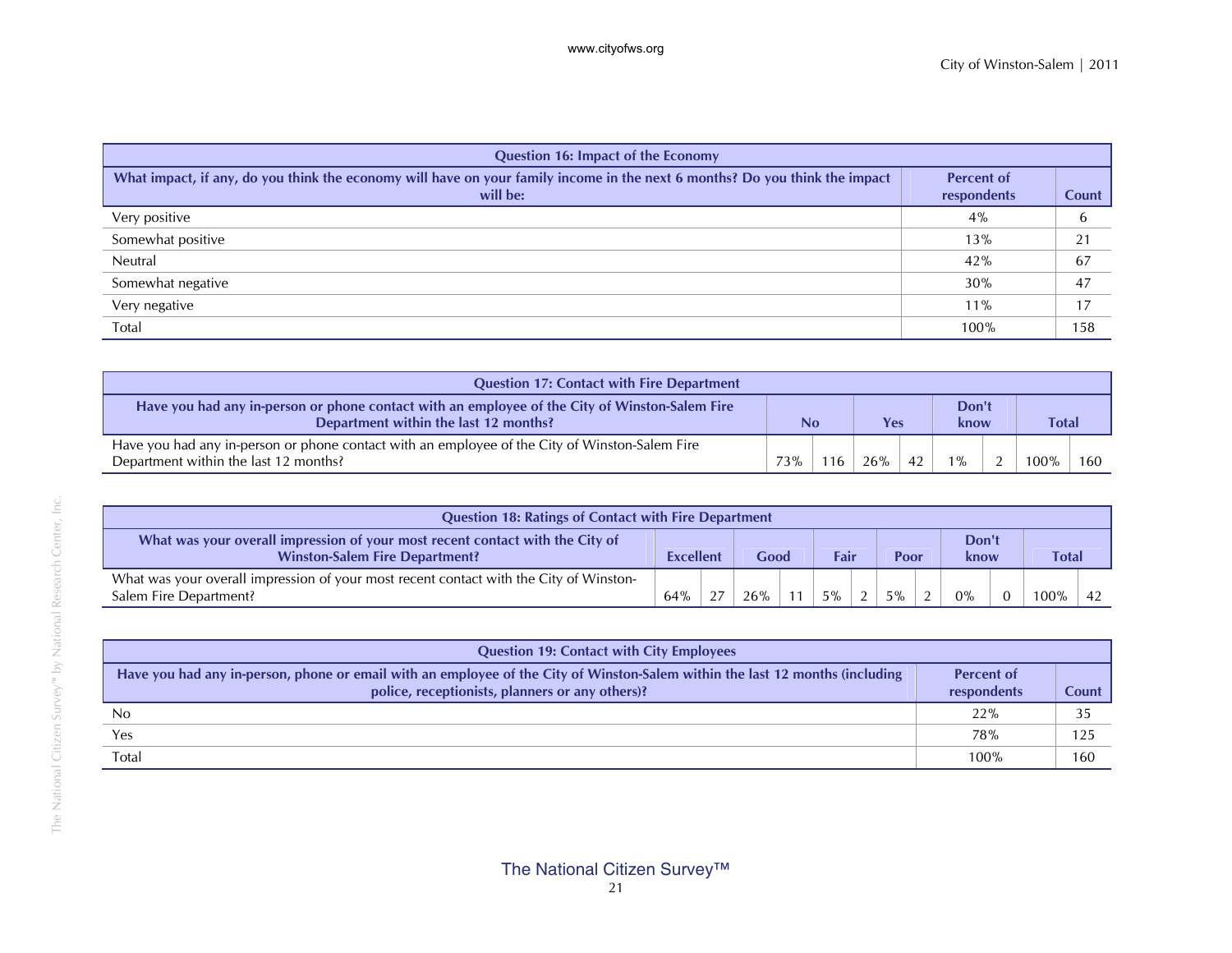| Question 16: Impact of the Economy | | |
|---|---|---|
| What impact, if any, do you think the economy will have on your family income in the next 6 months? Do you think the impact will be: | Percent of respondents | Count |
| Very positive | 4% | 6 |
| Somewhat positive | 13% | 21 |
| Neutral | 42% | 67 |
| Somewhat negative | 30% | 47 |
| Very negative | 11% | 17 |
| Total | 100% | 158 |

| Question 17: Contact with Fire Department | | | | | | | | |
|---|---|---|---|---|---|---|---|---|
| Have you had any in-person or phone contact with an employee of the City of Winston-Salem Fire Department within the last 12 months? | No | | Yes | | Don't know | | Total | |
| Have you had any in-person or phone contact with an employee of the City of Winston-Salem Fire Department within the last 12 months? | 73% | 116 | 26% | 42 | 1% | 2 | 100% | 160 |

| Question 18: Ratings of Contact with Fire Department | | | | | | | | | | | | |
|---|---|---|---|---|---|---|---|---|---|---|---|---|
| What was your overall impression of your most recent contact with the City of Winston-Salem Fire Department? | Excellent | | Good | | Fair | | Poor | | Don't know | | Total | |
| What was your overall impression of your most recent contact with the City of Winston-Salem Fire Department? | 64% | 27 | 26% | 11 | 5% | 2 | 5% | 2 | 0% | 0 | 100% | 42 |

| Question 19: Contact with City Employees | | |
|---|---|---|
| Have you had any in-person, phone or email with an employee of the City of Winston-Salem within the last 12 months (including police, receptionists, planners or any others)? | Percent of respondents | Count |
| No | 22% | 35 |
| Yes | 78% | 125 |
| Total | 100% | 160 |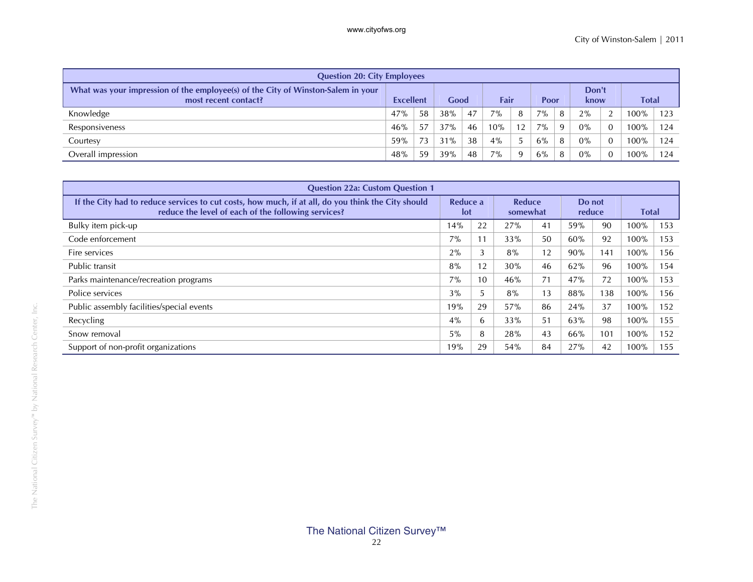| Question 20: City Employees | | | | | | | | | | | | |
|---|---|---|---|---|---|---|---|---|---|---|---|---|
| What was your impression of the employee(s) of the City of Winston-Salem in your most recent contact? | Excellent | | Good | | Fair | | Poor | | Don't know | | Total | |
| Knowledge | 47% | 58 | 38% | 47 | 7% | 8 | 7% | 8 | 2% | 2 | 100% | 123 |
| Responsiveness | 46% | 57 | 37% | 46 | 10% | 12 | 7% | 9 | 0% | 0 | 100% | 124 |
| Courtesy | 59% | 73 | 31% | 38 | 4% | 5 | 6% | 8 | 0% | 0 | 100% | 124 |
| Overall impression | 48% | 59 | 39% | 48 | 7% | 9 | 6% | 8 | 0% | 0 | 100% | 124 |

| Question 22a: Custom Question 1 | | | | | | | | |
|---|---|---|---|---|---|---|---|---|
| If the City had to reduce services to cut costs, how much, if at all, do you think the City should reduce the level of each of the following services? | Reduce a lot | | Reduce somewhat | | Do not reduce | | Total | |
| Bulky item pick-up | 14% | 22 | 27% | 41 | 59% | 90 | 100% | 153 |
| Code enforcement | 7% | 11 | 33% | 50 | 60% | 92 | 100% | 153 |
| Fire services | 2% | 3 | 8% | 12 | 90% | 141 | 100% | 156 |
| Public transit | 8% | 12 | 30% | 46 | 62% | 96 | 100% | 154 |
| Parks maintenance/recreation programs | 7% | 10 | 46% | 71 | 47% | 72 | 100% | 153 |
| Police services | 3% | 5 | 8% | 13 | 88% | 138 | 100% | 156 |
| Public assembly facilities/special events | 19% | 29 | 57% | 86 | 24% | 37 | 100% | 152 |
| Recycling | 4% | 6 | 33% | 51 | 63% | 98 | 100% | 155 |
| Snow removal | 5% | 8 | 28% | 43 | 66% | 101 | 100% | 152 |
| Support of non-profit organizations | 19% | 29 | 54% | 84 | 27% | 42 | 100% | 155 |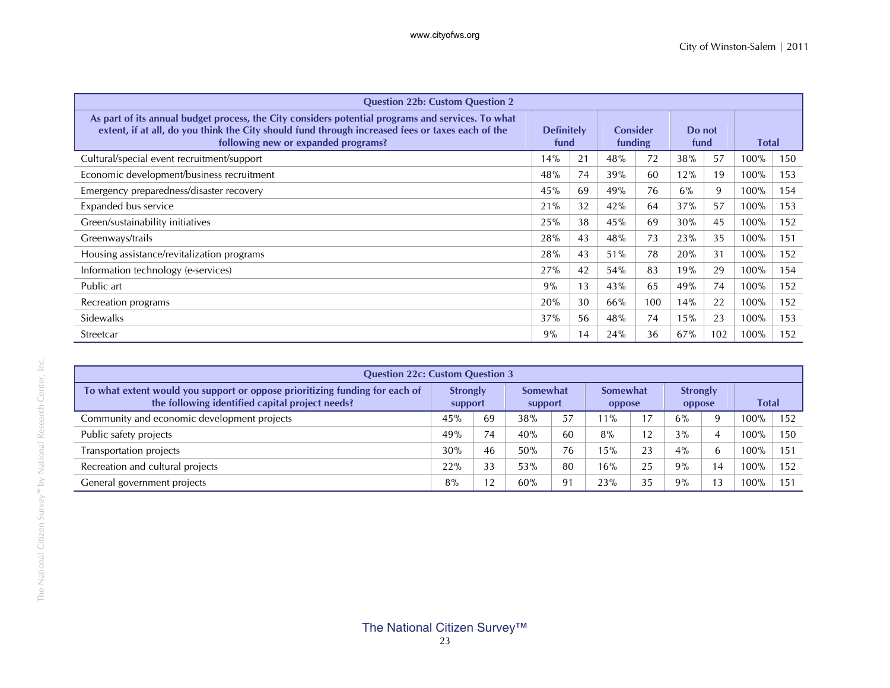| Question 22b: Custom Question 2 | | | | | | | | |
|---|---|---|---|---|---|---|---|---|
| As part of its annual budget process, the City considers potential programs and services. To what extent, if at all, do you think the City should fund through increased fees or taxes each of the following new or expanded programs? | Definitely fund | | Consider funding | | Do not fund | | Total | |
| Cultural/special event recruitment/support | 14% | 21 | 48% | 72 | 38% | 57 | 100% | 150 |
| Economic development/business recruitment | 48% | 74 | 39% | 60 | 12% | 19 | 100% | 153 |
| Emergency preparedness/disaster recovery | 45% | 69 | 49% | 76 | 6% | 9 | 100% | 154 |
| Expanded bus service | 21% | 32 | 42% | 64 | 37% | 57 | 100% | 153 |
| Green/sustainability initiatives | 25% | 38 | 45% | 69 | 30% | 45 | 100% | 152 |
| Greenways/trails | 28% | 43 | 48% | 73 | 23% | 35 | 100% | 151 |
| Housing assistance/revitalization programs | 28% | 43 | 51% | 78 | 20% | 31 | 100% | 152 |
| Information technology (e-services) | 27% | 42 | 54% | 83 | 19% | 29 | 100% | 154 |
| Public art | 9% | 13 | 43% | 65 | 49% | 74 | 100% | 152 |
| Recreation programs | 20% | 30 | 66% | 100 | 14% | 22 | 100% | 152 |
| Sidewalks | 37% | 56 | 48% | 74 | 15% | 23 | 100% | 153 |
| Streetcar | 9% | 14 | 24% | 36 | 67% | 102 | 100% | 152 |

| Question 22c: Custom Question 3 | | | | | | | | | | |
|---|---|---|---|---|---|---|---|---|---|---|
| To what extent would you support or oppose prioritizing funding for each of the following identified capital project needs? | Strongly support | | Somewhat support | | Somewhat oppose | | Strongly oppose | | Total | |
| Community and economic development projects | 45% | 69 | 38% | 57 | 11% | 17 | 6% | 9 | 100% | 152 |
| Public safety projects | 49% | 74 | 40% | 60 | 8% | 12 | 3% | 4 | 100% | 150 |
| Transportation projects | 30% | 46 | 50% | 76 | 15% | 23 | 4% | 6 | 100% | 151 |
| Recreation and cultural projects | 22% | 33 | 53% | 80 | 16% | 25 | 9% | 14 | 100% | 152 |
| General government projects | 8% | 12 | 60% | 91 | 23% | 35 | 9% | 13 | 100% | 151 |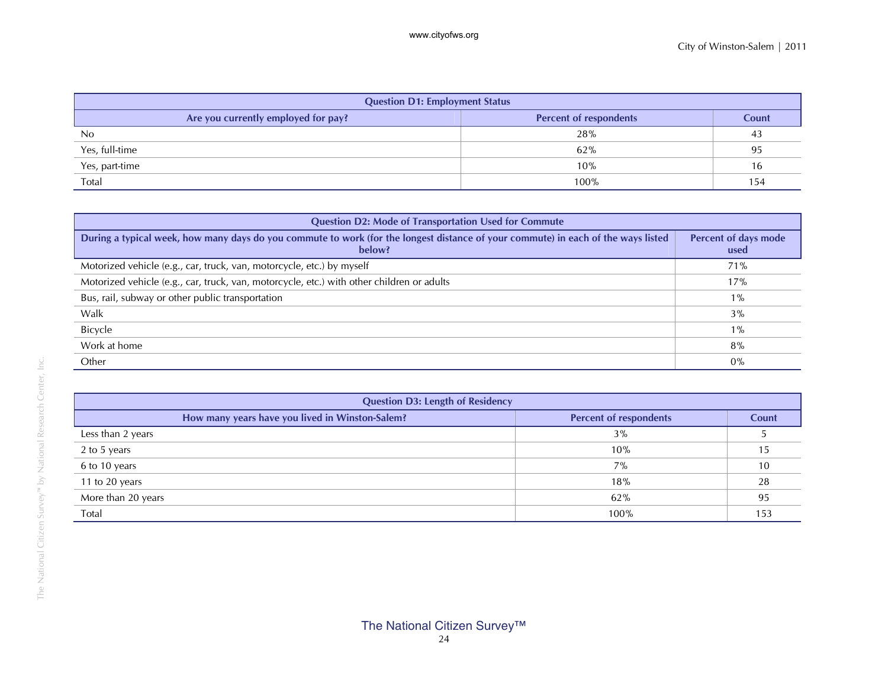| Question D1: Employment Status | | |
|---|---|---|
| Are you currently employed for pay? | Percent of respondents | Count |
| No | 28% | 43 |
| Yes, full-time | 62% | 95 |
| Yes, part-time | 10% | 16 |
| Total | 100% | 154 |

| Question D2: Mode of Transportation Used for Commute | |
|---|---|
| During a typical week, how many days do you commute to work (for the longest distance of your commute) in each of the ways listed below? | Percent of days mode used |
| Motorized vehicle (e.g., car, truck, van, motorcycle, etc.) by myself | 71% |
| Motorized vehicle (e.g., car, truck, van, motorcycle, etc.) with other children or adults | 17% |
| Bus, rail, subway or other public transportation | 1% |
| Walk | 3% |
| Bicycle | 1% |
| Work at home | 8% |
| Other | 0% |

| Question D3: Length of Residency | | |
|---|---|---|
| How many years have you lived in Winston-Salem? | Percent of respondents | Count |
| Less than 2 years | 3% | 5 |
| 2 to 5 years | 10% | 15 |
| 6 to 10 years | 7% | 10 |
| 11 to 20 years | 18% | 28 |
| More than 20 years | 62% | 95 |
| Total | 100% | 153 |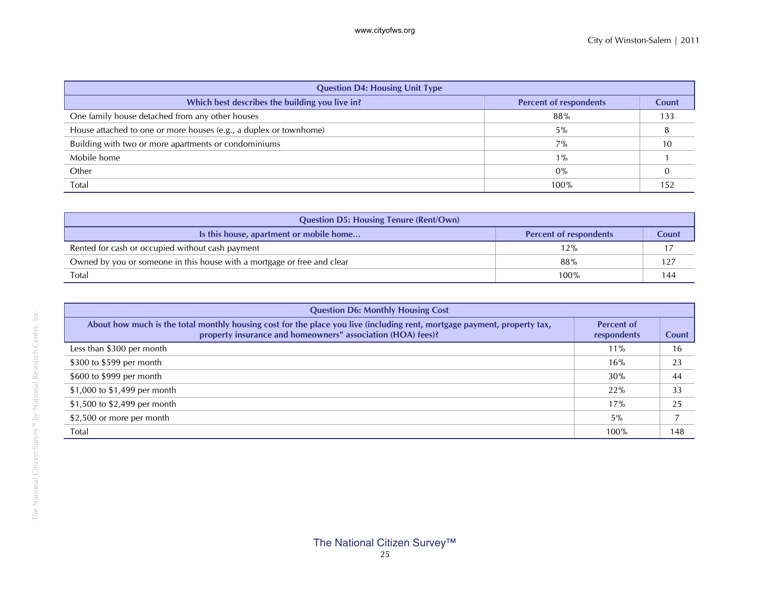| Question D4: Housing Unit Type | | |
|---|---|---|
| Which best describes the building you live in? | Percent of respondents | Count |
| One family house detached from any other houses | 88% | 133 |
| House attached to one or more houses (e.g., a duplex or townhome) | 5% | 8 |
| Building with two or more apartments or condominiums | 7% | 10 |
| Mobile home | 1% | 1 |
| Other | 0% | 0 |
| Total | 100% | 152 |

| Question D5: Housing Tenure (Rent/Own) | | |
|---|---|---|
| Is this house, apartment or mobile home... | Percent of respondents | Count |
| Rented for cash or occupied without cash payment | 12% | 17 |
| Owned by you or someone in this house with a mortgage or free and clear | 88% | 127 |
| Total | 100% | 144 |

| Question D6: Monthly Housing Cost | | |
|---|---|---|
| About how much is the total monthly housing cost for the place you live (including rent, mortgage payment, property tax, property insurance and homeowners" association (HOA) fees)? | Percent of respondents | Count |
| Less than $300 per month | 11% | 16 |
| $300 to $599 per month | 16% | 23 |
| $600 to $999 per month | 30% | 44 |
| $1,000 to $1,499 per month | 22% | 33 |
| $1,500 to $2,499 per month | 17% | 25 |
| $2,500 or more per month | 5% | 7 |
| Total | 100% | 148 |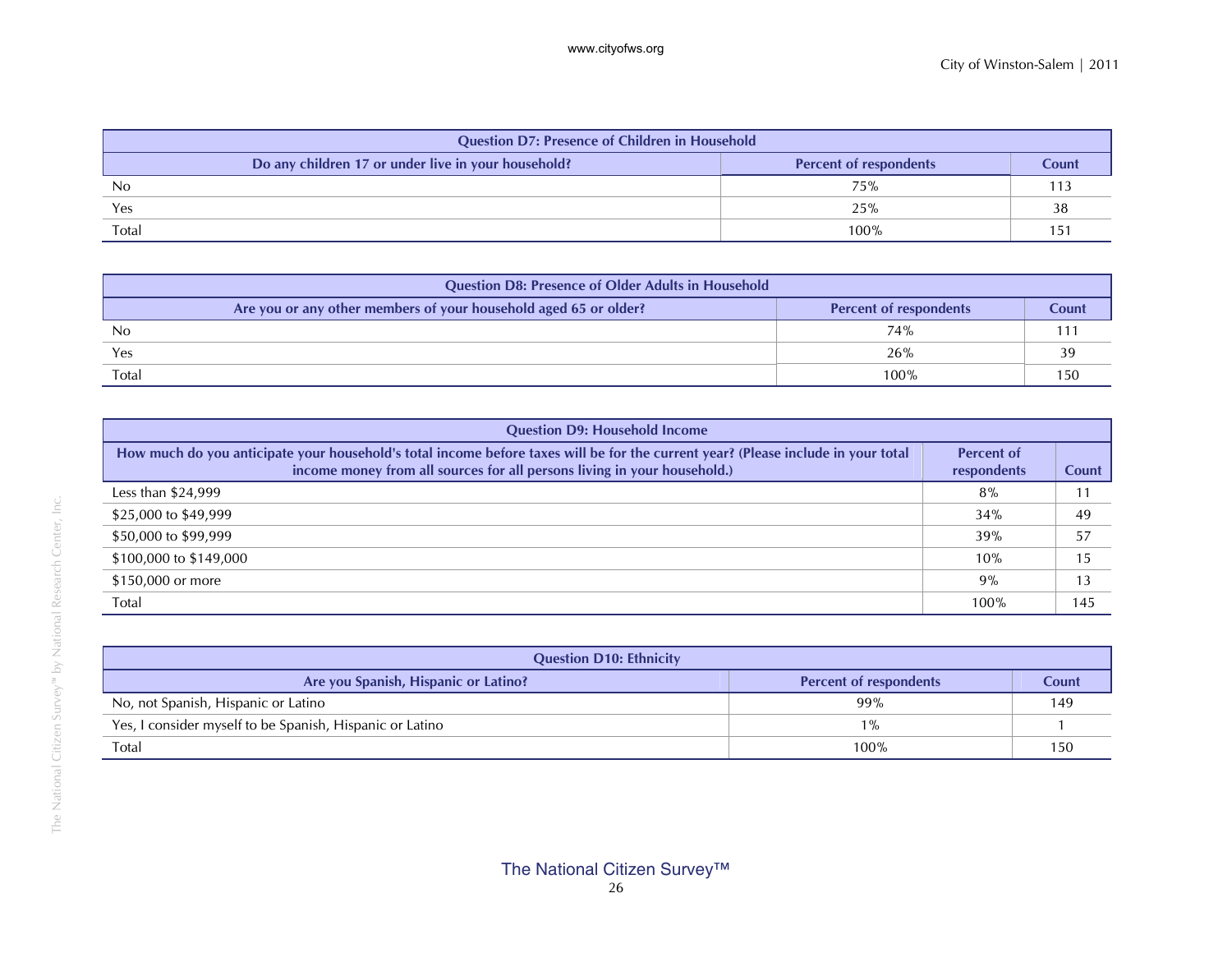| Question D7: Presence of Children in Household | | |
|---|---|---|
| Do any children 17 or under live in your household? | Percent of respondents | Count |
| No | 75% | 113 |
| Yes | 25% | 38 |
| Total | 100% | 151 |

| Question D8: Presence of Older Adults in Household | | |
|---|---|---|
| Are you or any other members of your household aged 65 or older? | Percent of respondents | Count |
| No | 74% | 111 |
| Yes | 26% | 39 |
| Total | 100% | 150 |

| Question D9: Household Income | | |
|---|---|---|
| How much do you anticipate your household's total income before taxes will be for the current year? (Please include in your total income money from all sources for all persons living in your household.) | Percent of respondents | Count |
| Less than $24,999 | 8% | 11 |
| $25,000 to $49,999 | 34% | 49 |
| $50,000 to $99,999 | 39% | 57 |
| $100,000 to $149,000 | 10% | 15 |
| $150,000 or more | 9% | 13 |
| Total | 100% | 145 |

| Question D10: Ethnicity | | |
|---|---|---|
| Are you Spanish, Hispanic or Latino? | Percent of respondents | Count |
| No, not Spanish, Hispanic or Latino | 99% | 149 |
| Yes, I consider myself to be Spanish, Hispanic or Latino | 1% | 1 |
| Total | 100% | 150 |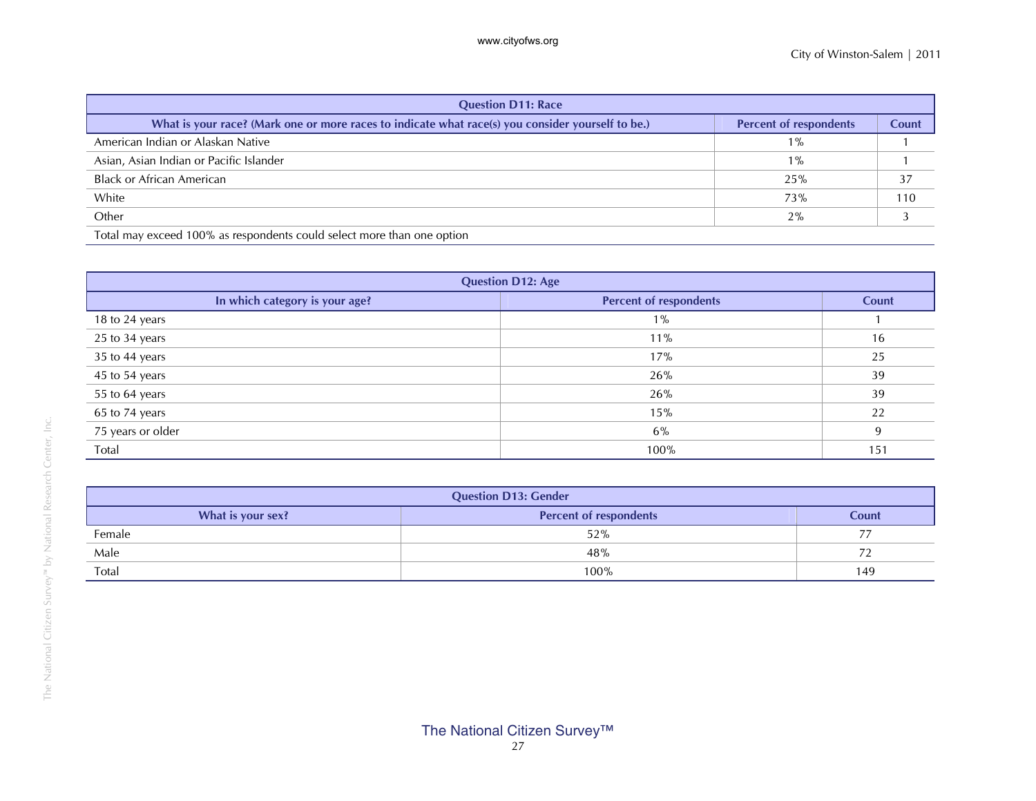| Question D11: Race | | |
|---|---|---|
| What is your race? (Mark one or more races to indicate what race(s) you consider yourself to be.) | Percent of respondents | Count |
| American Indian or Alaskan Native | 1% | 1 |
| Asian, Asian Indian or Pacific Islander | 1% | 1 |
| Black or African American | 25% | 37 |
| White | 73% | 110 |
| Other | 2% | 3 |
| Total may exceed 100% as respondents could select more than one option | | |

| Question D12: Age | | |
|---|---|---|
| In which category is your age? | Percent of respondents | Count |
| 18 to 24 years | 1% | 1 |
| 25 to 34 years | 11% | 16 |
| 35 to 44 years | 17% | 25 |
| 45 to 54 years | 26% | 39 |
| 55 to 64 years | 26% | 39 |
| 65 to 74 years | 15% | 22 |
| 75 years or older | 6% | 9 |
| Total | 100% | 151 |

| Question D13: Gender | | |
|---|---|---|
| What is your sex? | Percent of respondents | Count |
| Female | 52% | 77 |
| Male | 48% | 72 |
| Total | 100% | 149 |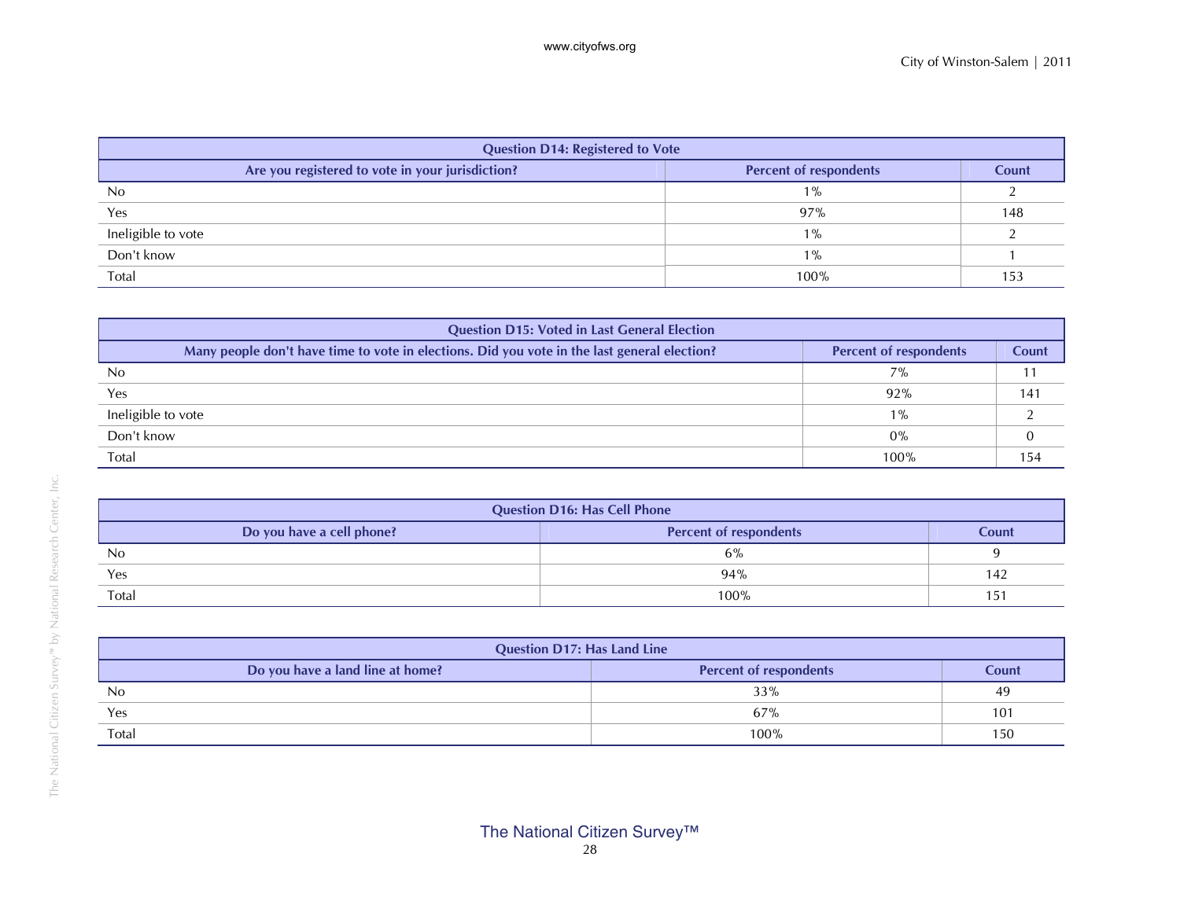| Question D14: Registered to Vote | | |
|---|---|---|
| **Are you registered to vote in your jurisdiction?** | **Percent of respondents** | **Count** |
| No | 1% | 2 |
| Yes | 97% | 148 |
| Ineligible to vote | 1% | 2 |
| Don't know | 1% | 1 |
| Total | 100% | 153 |

| Question D15: Voted in Last General Election | | |
|---|---|---|
| **Many people don't have time to vote in elections. Did you vote in the last general election?** | **Percent of respondents** | **Count** |
| No | 7% | 11 |
| Yes | 92% | 141 |
| Ineligible to vote | 1% | 2 |
| Don't know | 0% | 0 |
| Total | 100% | 154 |

| Question D16: Has Cell Phone | | |
|---|---|---|
| **Do you have a cell phone?** | **Percent of respondents** | **Count** |
| No | 6% | 9 |
| Yes | 94% | 142 |
| Total | 100% | 151 |

| Question D17: Has Land Line | | |
|---|---|---|
| **Do you have a land line at home?** | **Percent of respondents** | **Count** |
| No | 33% | 49 |
| Yes | 67% | 101 |
| Total | 100% | 150 |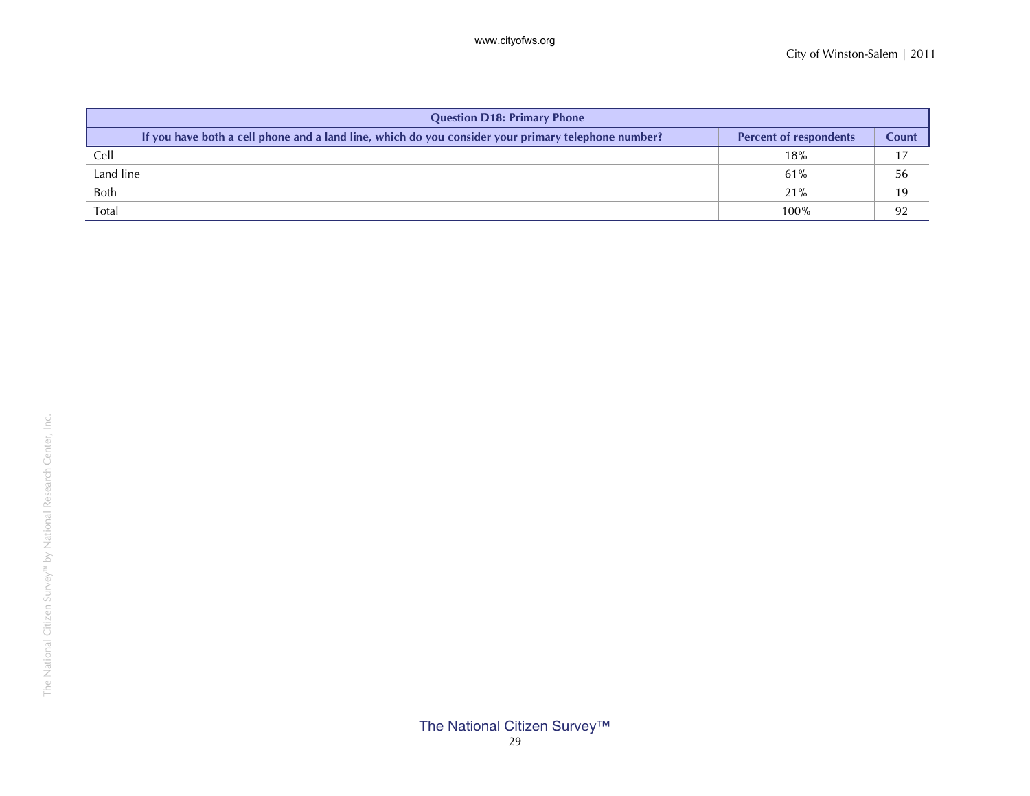| Question D18: Primary Phone | | |
|---|---|---|
| If you have both a cell phone and a land line, which do you consider your primary telephone number? | Percent of respondents | Count |
| Cell | 18% | 17 |
| Land line | 61% | 56 |
| Both | 21% | 19 |
| Total | 100% | 92 |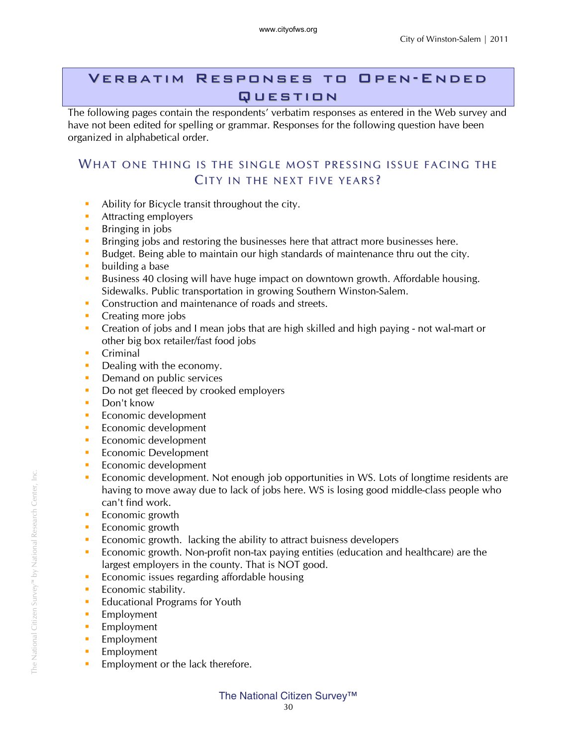## Verbatim Responses to Open-Ended Question

The following pages contain the respondents' verbatim responses as entered in the Web survey and have not been edited for spelling or grammar. Responses for the following question have been organized in alphabetical order.

### What one thing is the single most pressing issue facing the City in the next five years?

- Ability for Bicycle transit throughout the city.
- Attracting employers
- Bringing in jobs
- Bringing jobs and restoring the businesses here that attract more businesses here.
- Budget. Being able to maintain our high standards of maintenance thru out the city.
- building a base
- Business 40 closing will have huge impact on downtown growth. Affordable housing. Sidewalks. Public transportation in growing Southern Winston-Salem.
- Construction and maintenance of roads and streets.
- Creating more jobs
- Creation of jobs and I mean jobs that are high skilled and high paying - not wal-mart or other big box retailer/fast food jobs
- Criminal
- Dealing with the economy.
- Demand on public services
- Do not get fleeced by crooked employers
- Don't know
- Economic development
- Economic development
- Economic development
- Economic Development
- Economic development
- Economic development. Not enough job opportunities in WS. Lots of longtime residents are having to move away due to lack of jobs here. WS is losing good middle-class people who can't find work.
- Economic growth
- Economic growth
- Economic growth.  lacking the ability to attract buisness developers
- Economic growth. Non-profit non-tax paying entities (education and healthcare) are the largest employers in the county. That is NOT good.
- Economic issues regarding affordable housing
- Economic stability.
- Educational Programs for Youth
- Employment
- Employment
- Employment
- Employment
- Employment or the lack therefore.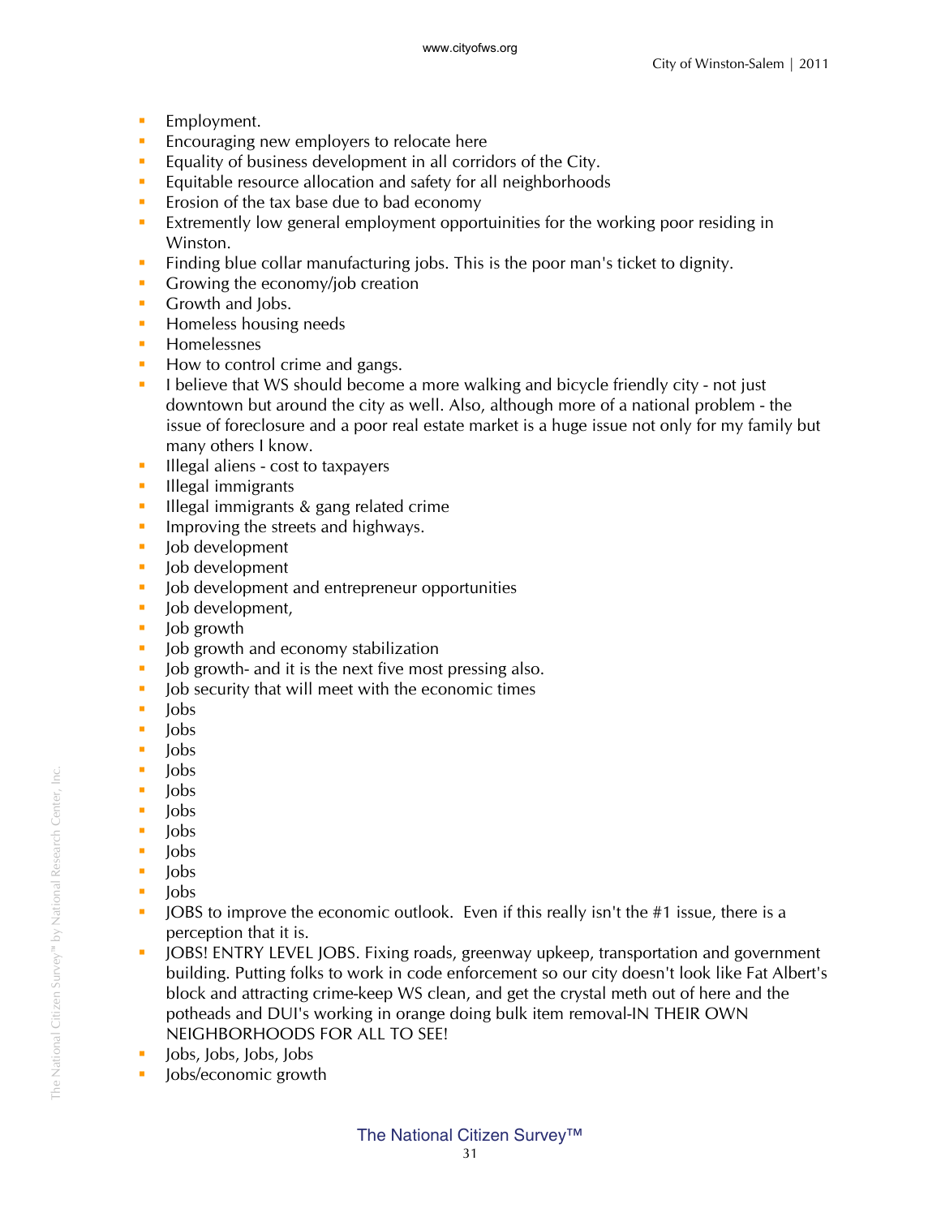- Employment.
- Encouraging new employers to relocate here
- Equality of business development in all corridors of the City.
- Equitable resource allocation and safety for all neighborhoods
- Erosion of the tax base due to bad economy
- Extremently low general employment opportuinities for the working poor residing in Winston.
- Finding blue collar manufacturing jobs. This is the poor man's ticket to dignity.
- Growing the economy/job creation
- Growth and Jobs.
- Homeless housing needs
- Homelessnes
- How to control crime and gangs.
- I believe that WS should become a more walking and bicycle friendly city - not just downtown but around the city as well. Also, although more of a national problem - the issue of foreclosure and a poor real estate market is a huge issue not only for my family but many others I know.
- Illegal aliens - cost to taxpayers
- Illegal immigrants
- Illegal immigrants & gang related crime
- Improving the streets and highways.
- Job development
- Job development
- Job development and entrepreneur opportunities
- Job development,
- Job growth
- Job growth and economy stabilization
- Job growth- and it is the next five most pressing also.
- Job security that will meet with the economic times
- Jobs
- Jobs
- Jobs
- Jobs
- Jobs
- Jobs
- Jobs
- Jobs
- Jobs
- Jobs
- JOBS to improve the economic outlook. Even if this really isn't the #1 issue, there is a perception that it is.
- JOBS! ENTRY LEVEL JOBS. Fixing roads, greenway upkeep, transportation and government building. Putting folks to work in code enforcement so our city doesn't look like Fat Albert's block and attracting crime-keep WS clean, and get the crystal meth out of here and the potheads and DUI's working in orange doing bulk item removal-IN THEIR OWN NEIGHBORHOODS FOR ALL TO SEE!
- Jobs, Jobs, Jobs, Jobs
- Jobs/economic growth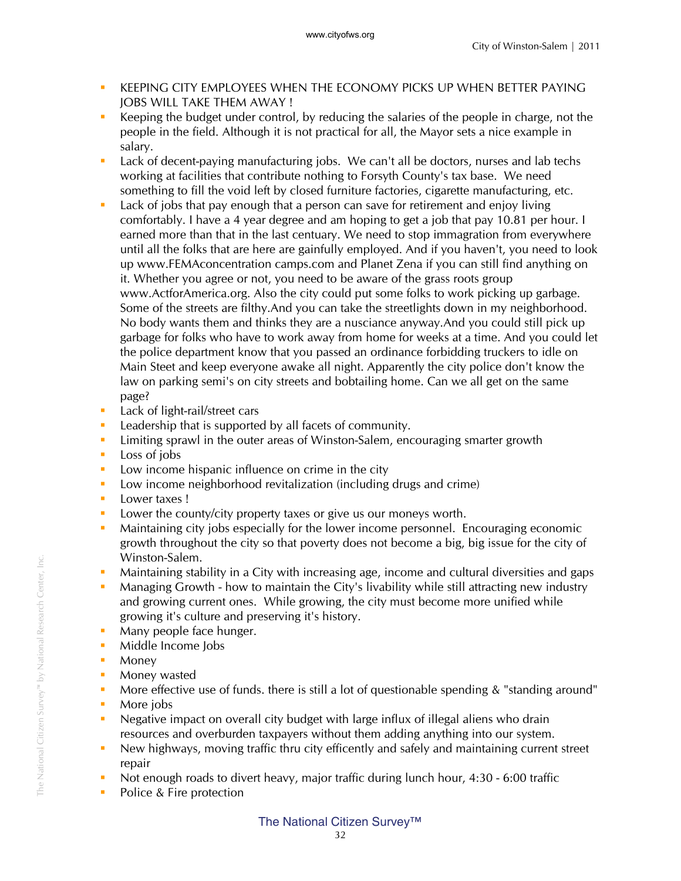- KEEPING CITY EMPLOYEES WHEN THE ECONOMY PICKS UP WHEN BETTER PAYING JOBS WILL TAKE THEM AWAY !
- Keeping the budget under control, by reducing the salaries of the people in charge, not the people in the field. Although it is not practical for all, the Mayor sets a nice example in salary.
- Lack of decent-paying manufacturing jobs. We can't all be doctors, nurses and lab techs working at facilities that contribute nothing to Forsyth County's tax base. We need something to fill the void left by closed furniture factories, cigarette manufacturing, etc.
- Lack of jobs that pay enough that a person can save for retirement and enjoy living comfortably. I have a 4 year degree and am hoping to get a job that pay 10.81 per hour. I earned more than that in the last century. We need to stop immagration from everywhere until all the folks that are here are gainfully employed. And if you haven't, you need to look up www.FEMAconcentration camps.com and Planet Zena if you can still find anything on it. Whether you agree or not, you need to be aware of the grass roots group www.ActforAmerica.org. Also the city could put some folks to work picking up garbage. Some of the streets are filthy.And you can take the streetlights down in my neighborhood. No body wants them and thinks they are a nusciance anyway.And you could still pick up garbage for folks who have to work away from home for weeks at a time. And you could let the police department know that you passed an ordinance forbidding truckers to idle on Main Steet and keep everyone awake all night. Apparently the city police don't know the law on parking semi's on city streets and bobtailing home. Can we all get on the same page?
- Lack of light-rail/street cars
- Leadership that is supported by all facets of community.
- Limiting sprawl in the outer areas of Winston-Salem, encouraging smarter growth
- Loss of jobs
- Low income hispanic influence on crime in the city
- Low income neighborhood revitalization (including drugs and crime)
- Lower taxes !
- Lower the county/city property taxes or give us our moneys worth.
- Maintaining city jobs especially for the lower income personnel. Encouraging economic growth throughout the city so that poverty does not become a big, big issue for the city of Winston-Salem.
- Maintaining stability in a City with increasing age, income and cultural diversities and gaps
- Managing Growth - how to maintain the City's livability while still attracting new industry and growing current ones. While growing, the city must become more unified while growing it's culture and preserving it's history.
- Many people face hunger.
- Middle Income Jobs
- Money
- Money wasted
- More effective use of funds. there is still a lot of questionable spending & "standing around"
- More jobs
- Negative impact on overall city budget with large influx of illegal aliens who drain resources and overburden taxpayers without them adding anything into our system.
- New highways, moving traffic thru city efficently and safely and maintaining current street repair
- Not enough roads to divert heavy, major traffic during lunch hour, 4:30 - 6:00 traffic
- Police & Fire protection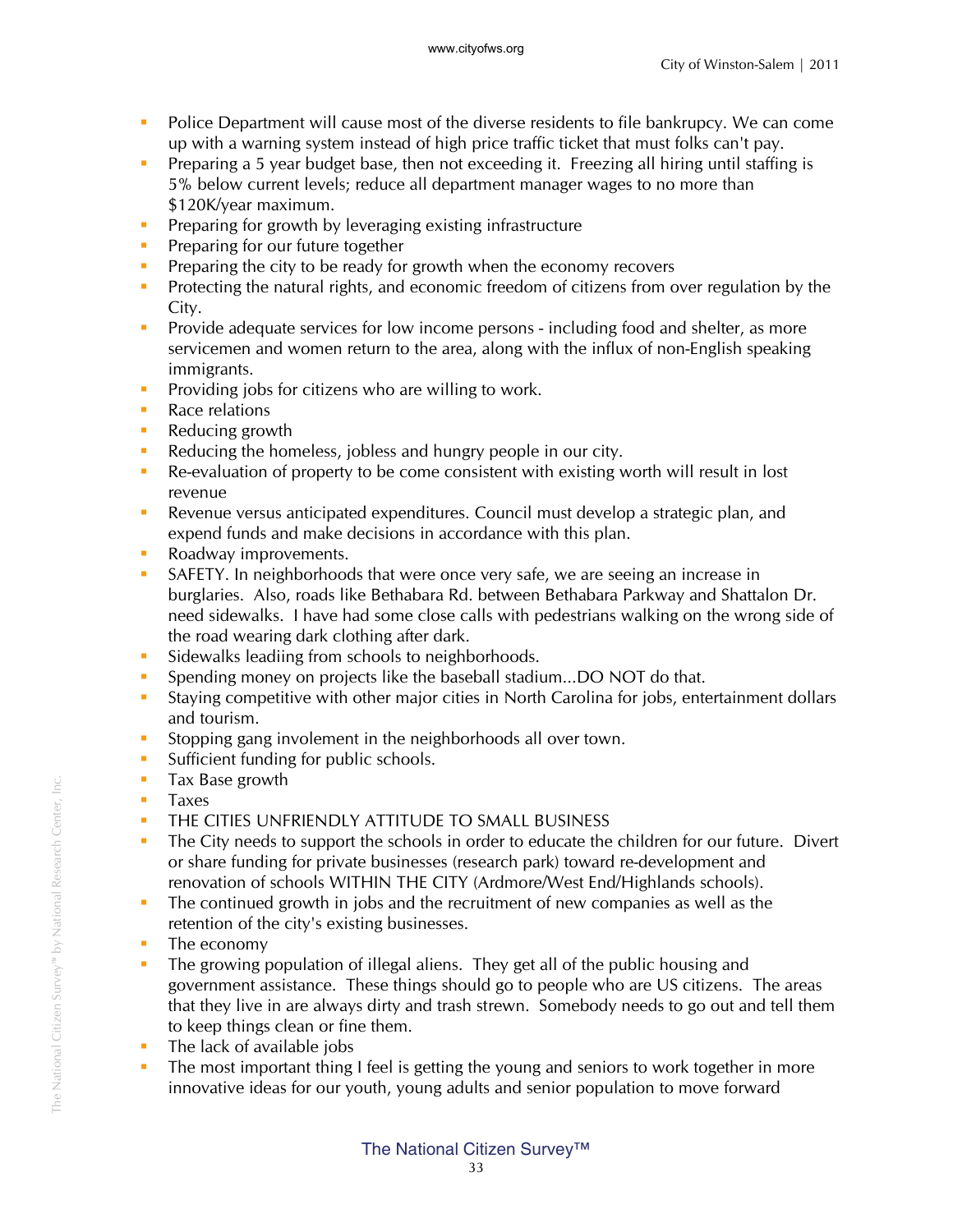- Police Department will cause most of the diverse residents to file bankrupcy. We can come up with a warning system instead of high price traffic ticket that must folks can't pay.
- Preparing a 5 year budget base, then not exceeding it. Freezing all hiring until staffing is 5% below current levels; reduce all department manager wages to no more than $120K/year maximum.
- Preparing for growth by leveraging existing infrastructure
- Preparing for our future together
- Preparing the city to be ready for growth when the economy recovers
- Protecting the natural rights, and economic freedom of citizens from over regulation by the City.
- Provide adequate services for low income persons - including food and shelter, as more servicemen and women return to the area, along with the influx of non-English speaking immigrants.
- Providing jobs for citizens who are willing to work.
- Race relations
- Reducing growth
- Reducing the homeless, jobless and hungry people in our city.
- Re-evaluation of property to be come consistent with existing worth will result in lost revenue
- Revenue versus anticipated expenditures. Council must develop a strategic plan, and expend funds and make decisions in accordance with this plan.
- Roadway improvements.
- SAFETY. In neighborhoods that were once very safe, we are seeing an increase in burglaries. Also, roads like Bethabara Rd. between Bethabara Parkway and Shattalon Dr. need sidewalks. I have had some close calls with pedestrians walking on the wrong side of the road wearing dark clothing after dark.
- Sidewalks leadiing from schools to neighborhoods.
- Spending money on projects like the baseball stadium...DO NOT do that.
- Staying competitive with other major cities in North Carolina for jobs, entertainment dollars and tourism.
- Stopping gang involement in the neighborhoods all over town.
- Sufficient funding for public schools.
- Tax Base growth
- Taxes
- THE CITIES UNFRIENDLY ATTITUDE TO SMALL BUSINESS
- The City needs to support the schools in order to educate the children for our future. Divert or share funding for private businesses (research park) toward re-development and renovation of schools WITHIN THE CITY (Ardmore/West End/Highlands schools).
- The continued growth in jobs and the recruitment of new companies as well as the retention of the city's existing businesses.
- The economy
- The growing population of illegal aliens. They get all of the public housing and government assistance. These things should go to people who are US citizens. The areas that they live in are always dirty and trash strewn. Somebody needs to go out and tell them to keep things clean or fine them.
- The lack of available jobs
- The most important thing I feel is getting the young and seniors to work together in more innovative ideas for our youth, young adults and senior population to move forward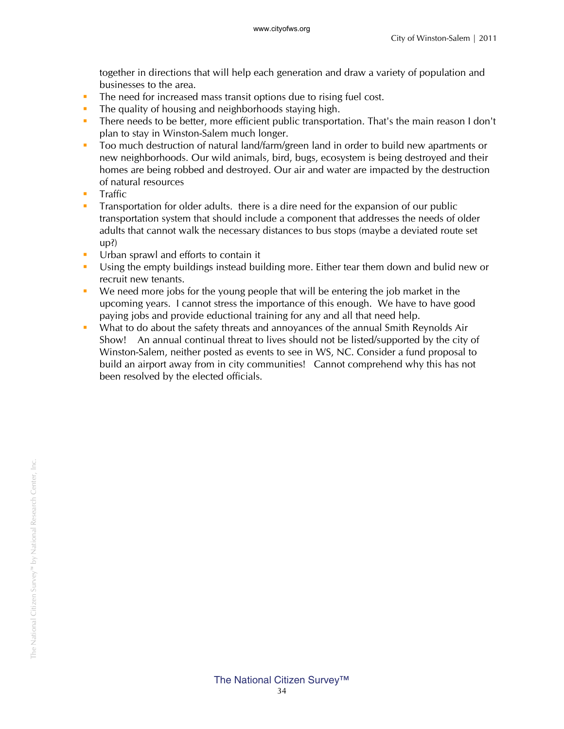together in directions that will help each generation and draw a variety of population and businesses to the area.

- The need for increased mass transit options due to rising fuel cost.
- The quality of housing and neighborhoods staying high.
- There needs to be better, more efficient public transportation. That's the main reason I don't plan to stay in Winston-Salem much longer.
- Too much destruction of natural land/farm/green land in order to build new apartments or new neighborhoods. Our wild animals, bird, bugs, ecosystem is being destroyed and their homes are being robbed and destroyed. Our air and water are impacted by the destruction of natural resources
- Traffic
- Transportation for older adults. there is a dire need for the expansion of our public transportation system that should include a component that addresses the needs of older adults that cannot walk the necessary distances to bus stops (maybe a deviated route set up?)
- Urban sprawl and efforts to contain it
- Using the empty buildings instead building more. Either tear them down and bulid new or recruit new tenants.
- We need more jobs for the young people that will be entering the job market in the upcoming years. I cannot stress the importance of this enough. We have to have good paying jobs and provide eductional training for any and all that need help.
- What to do about the safety threats and annoyances of the annual Smith Reynolds Air Show! An annual continual threat to lives should not be listed/supported by the city of Winston-Salem, neither posted as events to see in WS, NC. Consider a fund proposal to build an airport away from in city communities! Cannot comprehend why this has not been resolved by the elected officials.